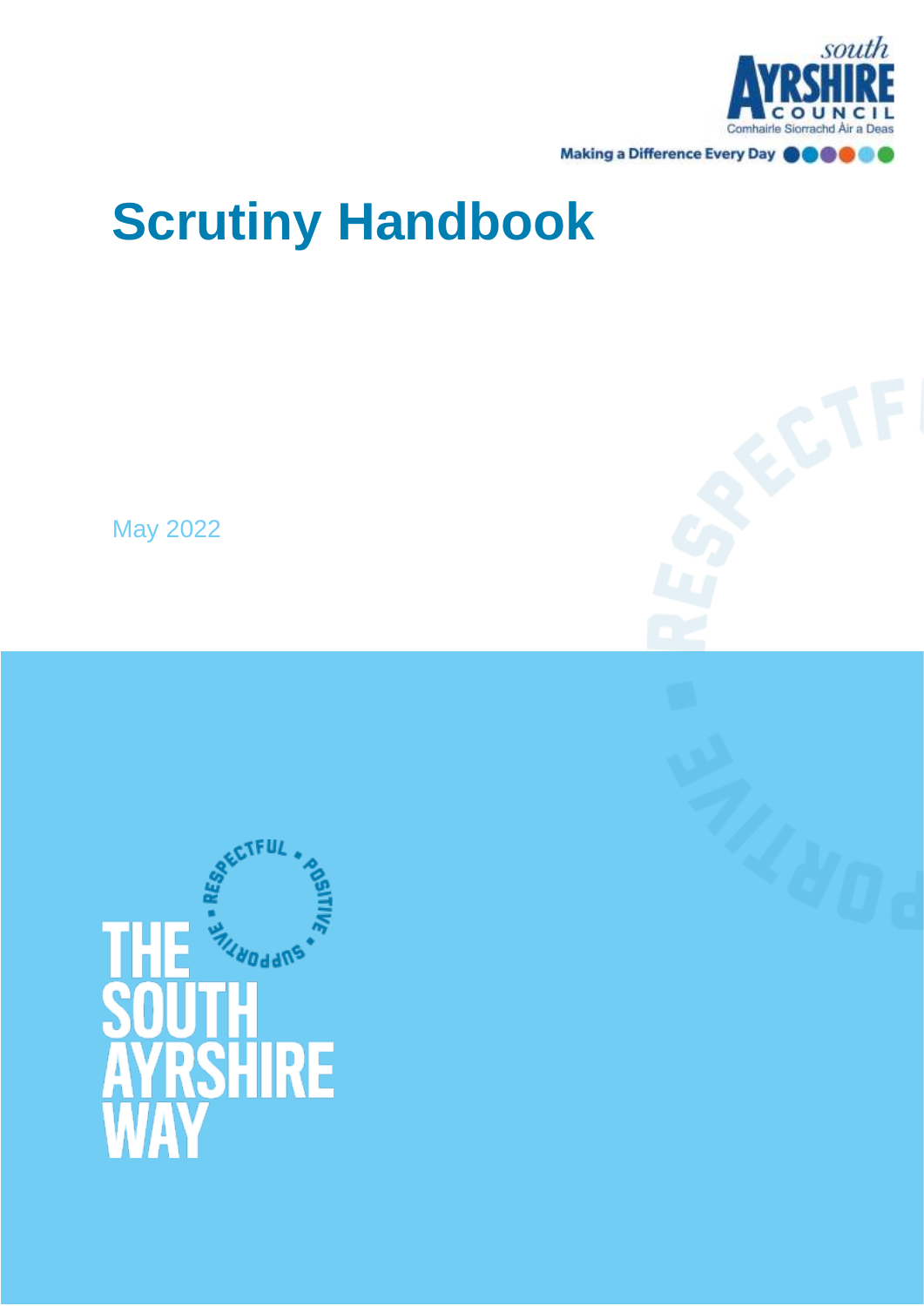# Scrutiny Handbook

May 2022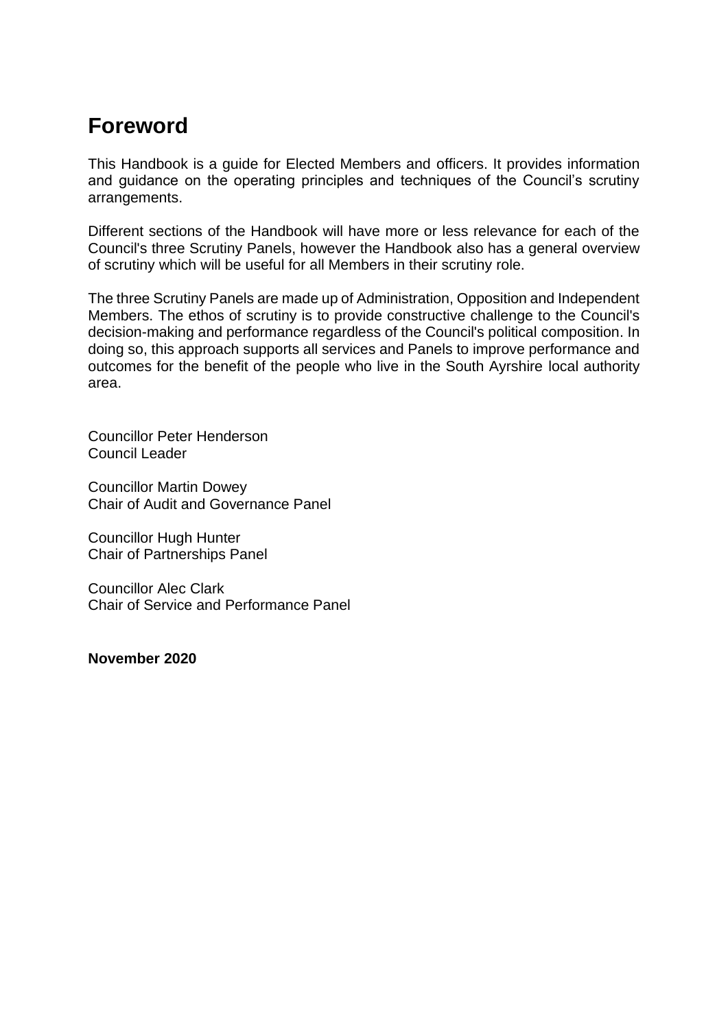# Foreword

This Handbook is a guide for Elected Members and officers. It provides information and guidance on the operating principles and techniques of the Council’s scrutiny arrangements.

Different sections of the Handbook will have more or less relevance for each of the Council's three Scrutiny Panels, however the Handbook also has a general overview of scrutiny which will be useful for all Members in their scrutiny role.

The three Scrutiny Panels are made up of Administration, Opposition and Independent Members. The ethos of scrutiny is to provide constructive challenge to the Council's decision-making and performance regardless of the Council's political composition. In doing so, this approach supports all services and Panels to improve performance and outcomes for the benefit of the people who live in the South Ayrshire local authority area.

Councillor Peter Henderson
Council Leader

Councillor Martin Dowey
Chair of Audit and Governance Panel

Councillor Hugh Hunter
Chair of Partnerships Panel

Councillor Alec Clark
Chair of Service and Performance Panel

**November 2020**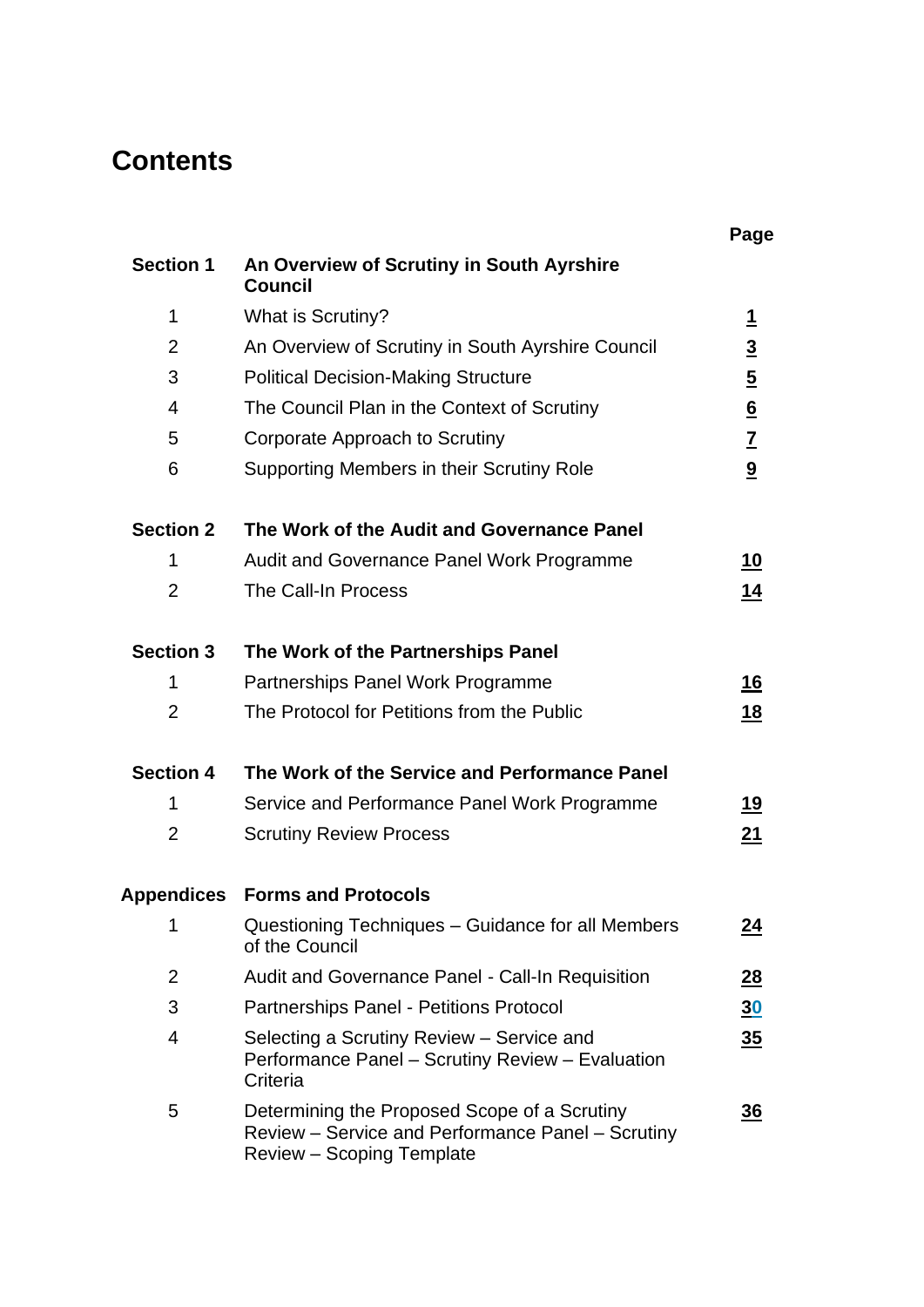# Contents

| | | Page |
|---|---|---|
| **Section 1** | **An Overview of Scrutiny in South Ayrshire Council** | |
| 1 | What is Scrutiny? | 1 |
| 2 | An Overview of Scrutiny in South Ayrshire Council | 3 |
| 3 | Political Decision-Making Structure | 5 |
| 4 | The Council Plan in the Context of Scrutiny | 6 |
| 5 | Corporate Approach to Scrutiny | 7 |
| 6 | Supporting Members in their Scrutiny Role | 9 |
| **Section 2** | **The Work of the Audit and Governance Panel** | |
| 1 | Audit and Governance Panel Work Programme | 10 |
| 2 | The Call-In Process | 14 |
| **Section 3** | **The Work of the Partnerships Panel** | |
| 1 | Partnerships Panel Work Programme | 16 |
| 2 | The Protocol for Petitions from the Public | 18 |
| **Section 4** | **The Work of the Service and Performance Panel** | |
| 1 | Service and Performance Panel Work Programme | 19 |
| 2 | Scrutiny Review Process | 21 |
| **Appendices** | **Forms and Protocols** | |
| 1 | Questioning Techniques – Guidance for all Members of the Council | 24 |
| 2 | Audit and Governance Panel - Call-In Requisition | 28 |
| 3 | Partnerships Panel - Petitions Protocol | 30 |
| 4 | Selecting a Scrutiny Review – Service and Performance Panel – Scrutiny Review – Evaluation Criteria | 35 |
| 5 | Determining the Proposed Scope of a Scrutiny Review – Service and Performance Panel – Scrutiny Review – Scoping Template | 36 |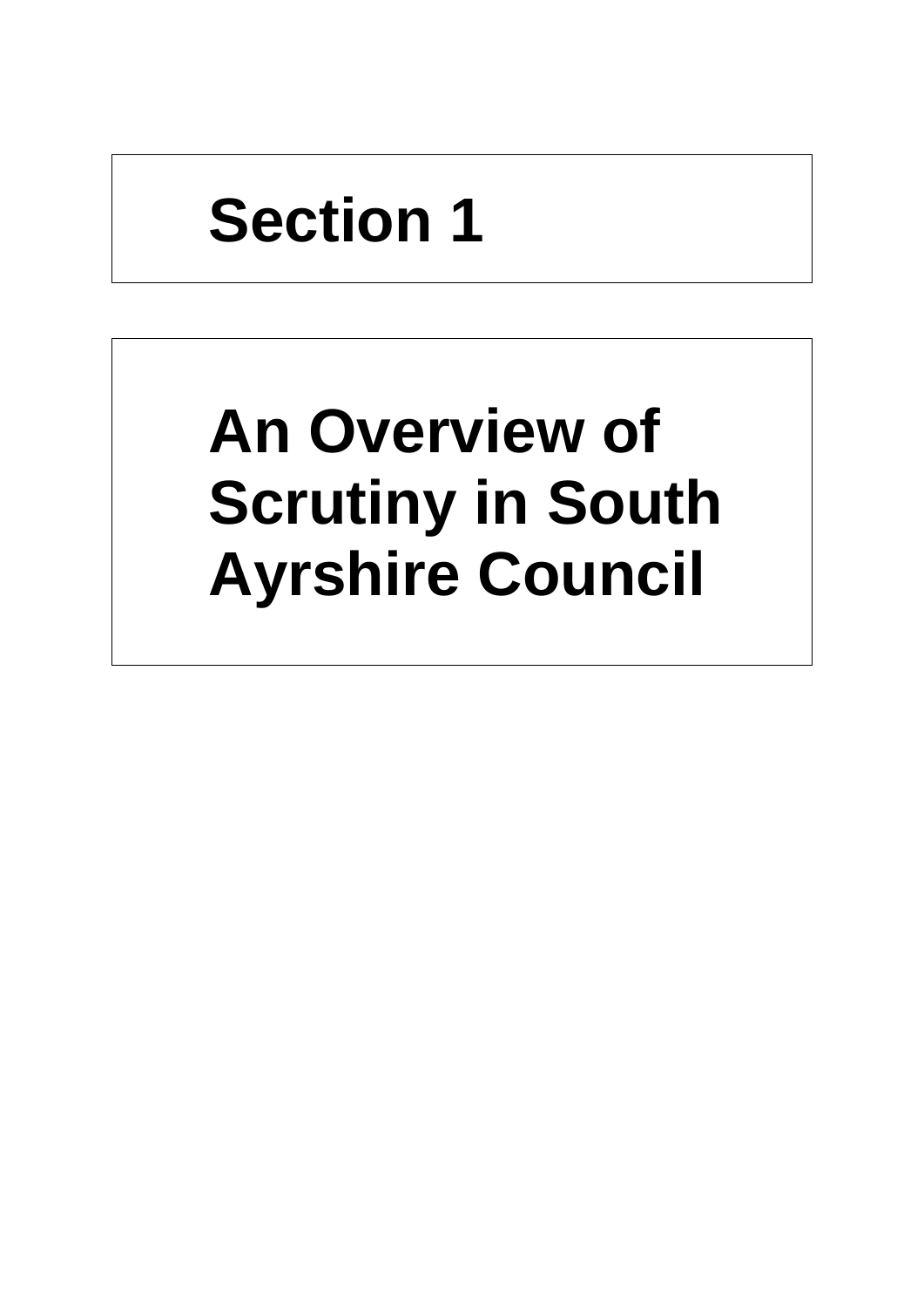# Section 1

# An Overview of Scrutiny in South Ayrshire Council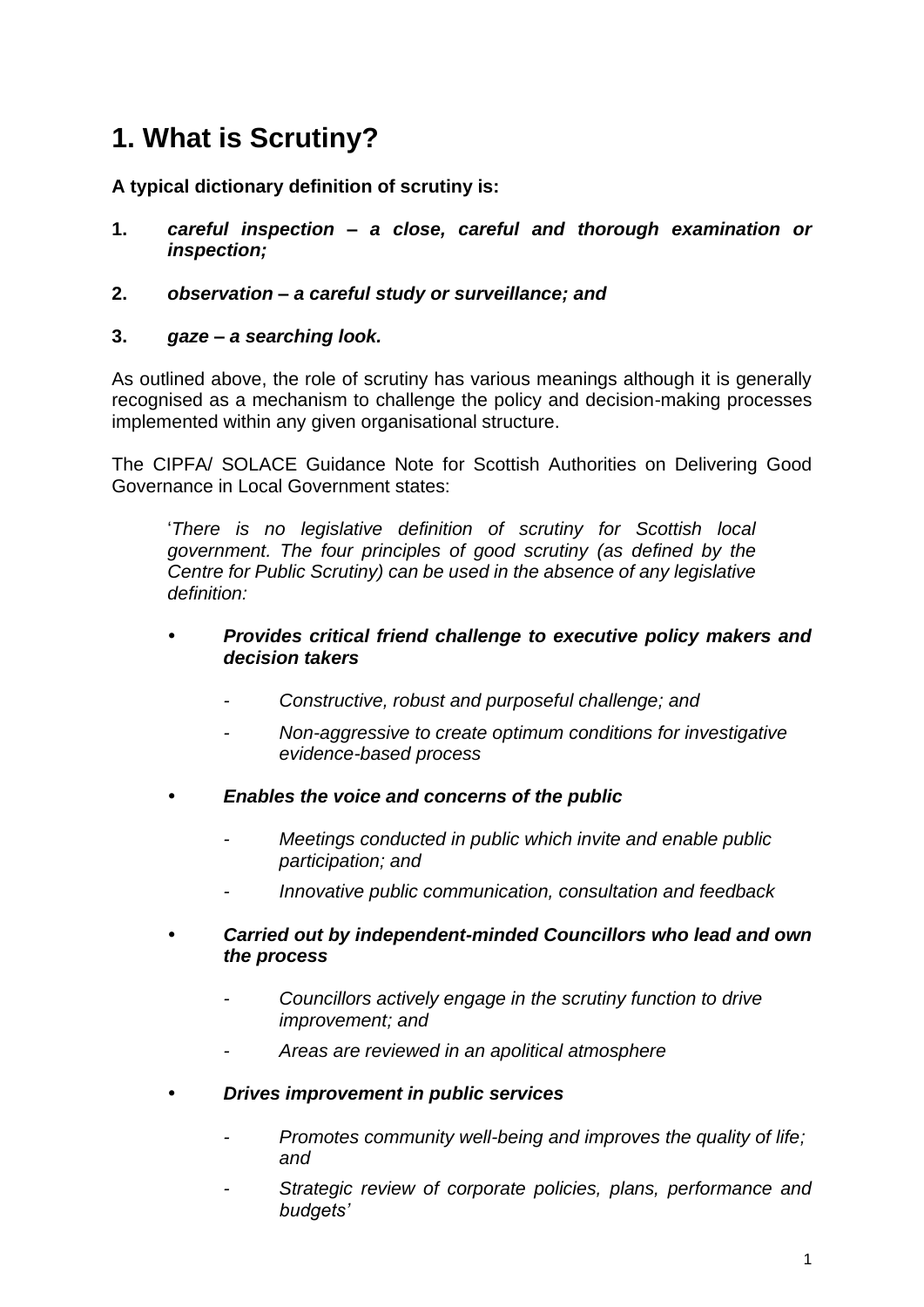# 1. What is Scrutiny?

**A typical dictionary definition of scrutiny is:**

1. ***careful inspection – a close, careful and thorough examination or inspection;***

2. ***observation – a careful study or surveillance; and***

3. ***gaze – a searching look.***

As outlined above, the role of scrutiny has various meanings although it is generally recognised as a mechanism to challenge the policy and decision-making processes implemented within any given organisational structure.

The CIPFA/ SOLACE Guidance Note for Scottish Authorities on Delivering Good Governance in Local Government states:

> '*There is no legislative definition of scrutiny for Scottish local government. The four principles of good scrutiny (as defined by the Centre for Public Scrutiny) can be used in the absence of any legislative definition:*
>
> - ***Provides critical friend challenge to executive policy makers and decision takers***
>   - *Constructive, robust and purposeful challenge; and*
>   - *Non-aggressive to create optimum conditions for investigative evidence-based process*
> - ***Enables the voice and concerns of the public***
>   - *Meetings conducted in public which invite and enable public participation; and*
>   - *Innovative public communication, consultation and feedback*
> - ***Carried out by independent-minded Councillors who lead and own the process***
>   - *Councillors actively engage in the scrutiny function to drive improvement; and*
>   - *Areas are reviewed in an apolitical atmosphere*
> - ***Drives improvement in public services***
>   - *Promotes community well-being and improves the quality of life; and*
>   - *Strategic review of corporate policies, plans, performance and budgets'*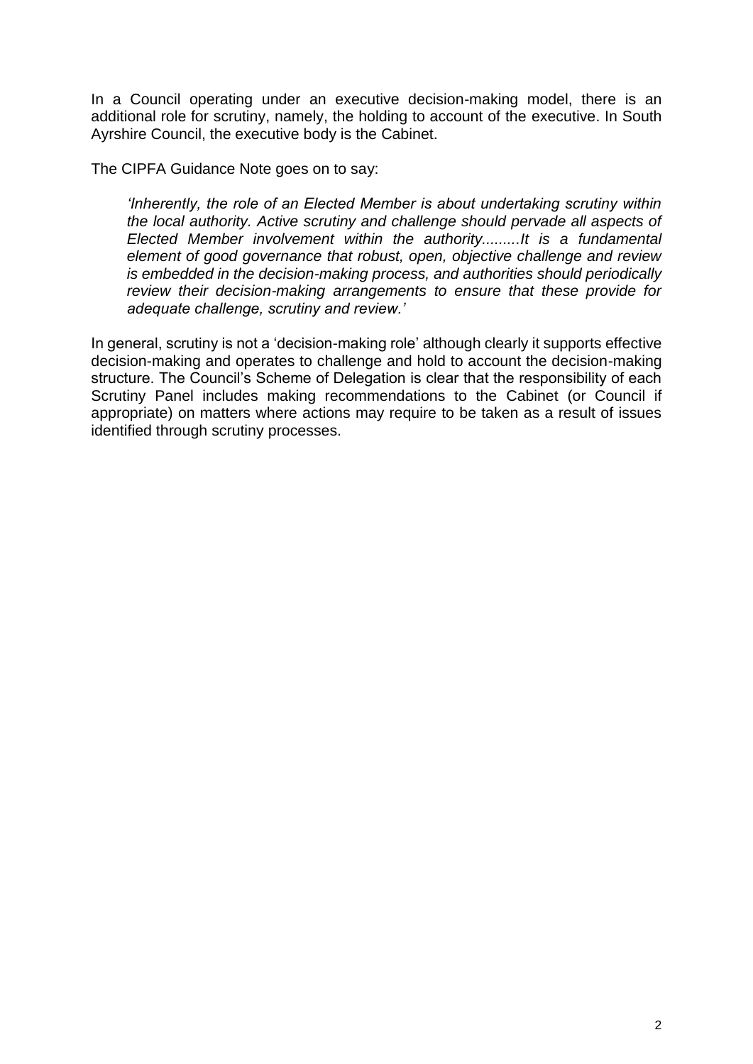In a Council operating under an executive decision-making model, there is an additional role for scrutiny, namely, the holding to account of the executive. In South Ayrshire Council, the executive body is the Cabinet.

The CIPFA Guidance Note goes on to say:

> *'Inherently, the role of an Elected Member is about undertaking scrutiny within the local authority. Active scrutiny and challenge should pervade all aspects of Elected Member involvement within the authority.........It is a fundamental element of good governance that robust, open, objective challenge and review is embedded in the decision-making process, and authorities should periodically review their decision-making arrangements to ensure that these provide for adequate challenge, scrutiny and review.'*

In general, scrutiny is not a 'decision-making role' although clearly it supports effective decision-making and operates to challenge and hold to account the decision-making structure. The Council's Scheme of Delegation is clear that the responsibility of each Scrutiny Panel includes making recommendations to the Cabinet (or Council if appropriate) on matters where actions may require to be taken as a result of issues identified through scrutiny processes.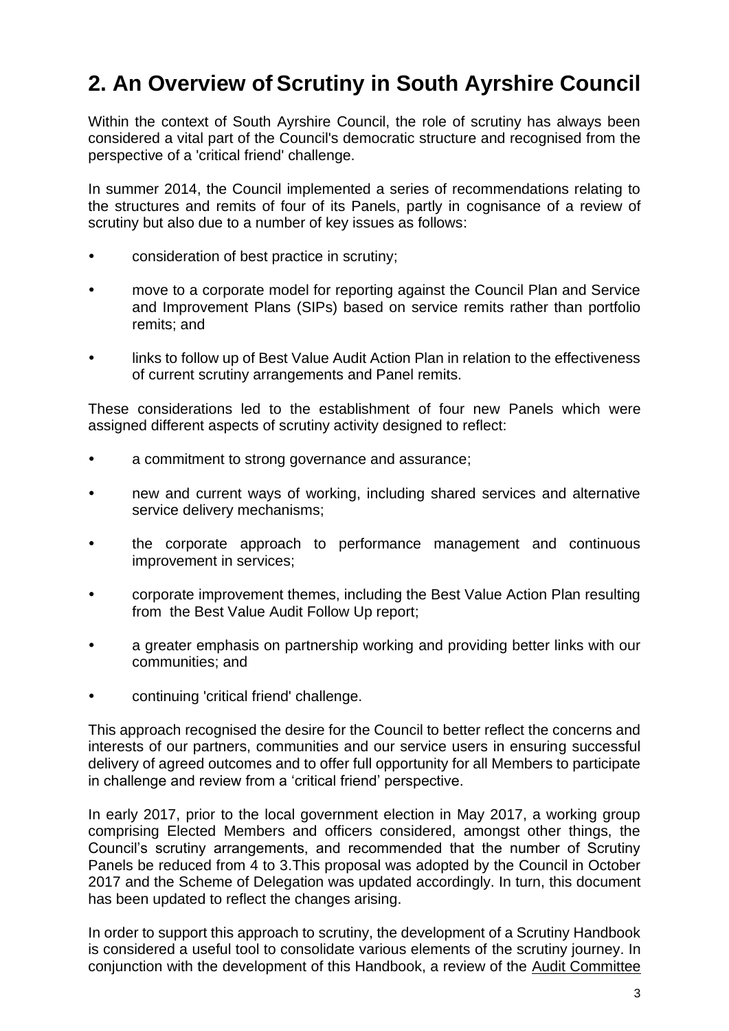## 2. An Overview of Scrutiny in South Ayrshire Council

Within the context of South Ayrshire Council, the role of scrutiny has always been considered a vital part of the Council's democratic structure and recognised from the perspective of a 'critical friend' challenge.

In summer 2014, the Council implemented a series of recommendations relating to the structures and remits of four of its Panels, partly in cognisance of a review of scrutiny but also due to a number of key issues as follows:

- consideration of best practice in scrutiny;
- move to a corporate model for reporting against the Council Plan and Service and Improvement Plans (SIPs) based on service remits rather than portfolio remits; and
- links to follow up of Best Value Audit Action Plan in relation to the effectiveness of current scrutiny arrangements and Panel remits.

These considerations led to the establishment of four new Panels which were assigned different aspects of scrutiny activity designed to reflect:

- a commitment to strong governance and assurance;
- new and current ways of working, including shared services and alternative service delivery mechanisms;
- the corporate approach to performance management and continuous improvement in services;
- corporate improvement themes, including the Best Value Action Plan resulting from the Best Value Audit Follow Up report;
- a greater emphasis on partnership working and providing better links with our communities; and
- continuing 'critical friend' challenge.

This approach recognised the desire for the Council to better reflect the concerns and interests of our partners, communities and our service users in ensuring successful delivery of agreed outcomes and to offer full opportunity for all Members to participate in challenge and review from a 'critical friend' perspective.

In early 2017, prior to the local government election in May 2017, a working group comprising Elected Members and officers considered, amongst other things, the Council's scrutiny arrangements, and recommended that the number of Scrutiny Panels be reduced from 4 to 3.This proposal was adopted by the Council in October 2017 and the Scheme of Delegation was updated accordingly. In turn, this document has been updated to reflect the changes arising.

In order to support this approach to scrutiny, the development of a Scrutiny Handbook is considered a useful tool to consolidate various elements of the scrutiny journey. In conjunction with the development of this Handbook, a review of the Audit Committee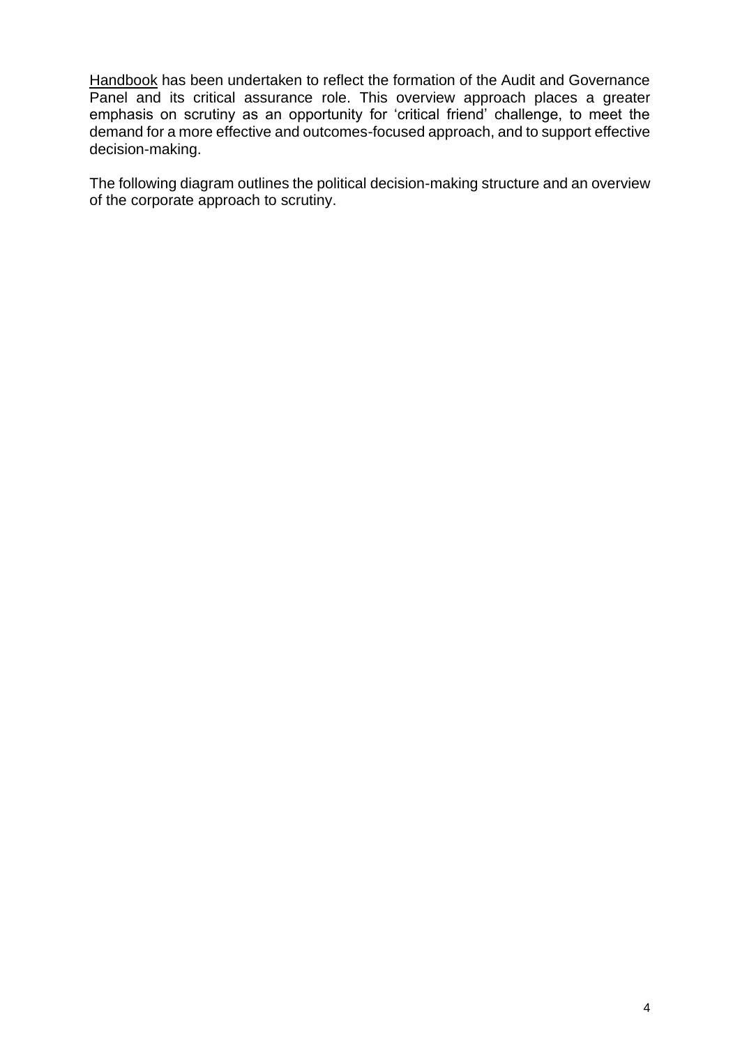Handbook has been undertaken to reflect the formation of the Audit and Governance Panel and its critical assurance role. This overview approach places a greater emphasis on scrutiny as an opportunity for 'critical friend' challenge, to meet the demand for a more effective and outcomes-focused approach, and to support effective decision-making.

The following diagram outlines the political decision-making structure and an overview of the corporate approach to scrutiny.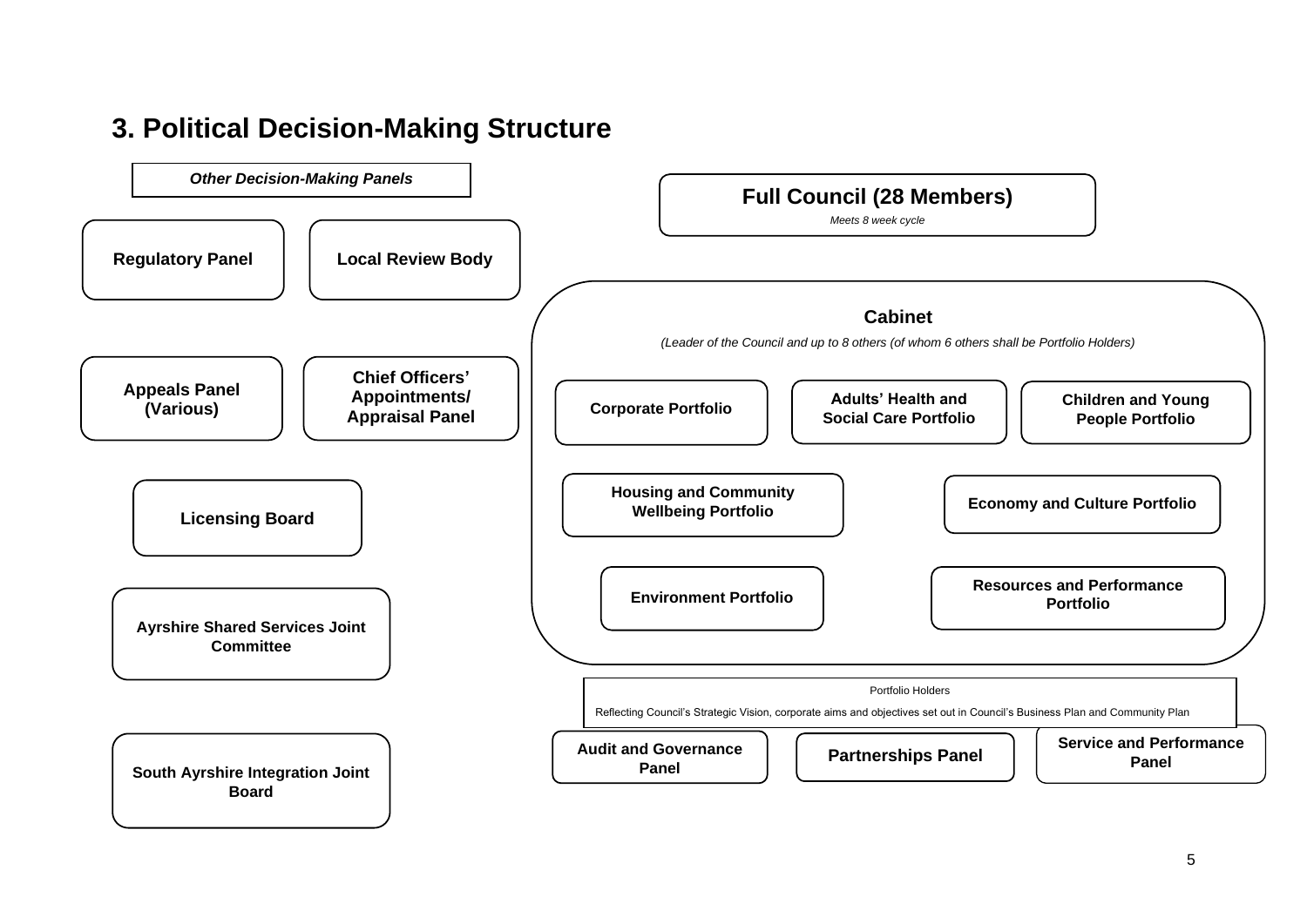## 3. Political Decision-Making Structure

***Other Decision-Making Panels***

- **Regulatory Panel**
- **Local Review Body**
- **Appeals Panel (Various)**
- **Chief Officers' Appointments/ Appraisal Panel**
- **Licensing Board**
- **Ayrshire Shared Services Joint Committee**
- **South Ayrshire Integration Joint Board**

### Full Council (28 Members)

*Meets 8 week cycle*

### Cabinet

*(Leader of the Council and up to 8 others (of whom 6 others shall be Portfolio Holders)*

- **Corporate Portfolio**
- **Adults' Health and Social Care Portfolio**
- **Children and Young People Portfolio**
- **Housing and Community Wellbeing Portfolio**
- **Economy and Culture Portfolio**
- **Environment Portfolio**
- **Resources and Performance Portfolio**

Portfolio Holders

Reflecting Council's Strategic Vision, corporate aims and objectives set out in Council's Business Plan and Community Plan

- **Audit and Governance Panel**
- **Partnerships Panel**
- **Service and Performance Panel**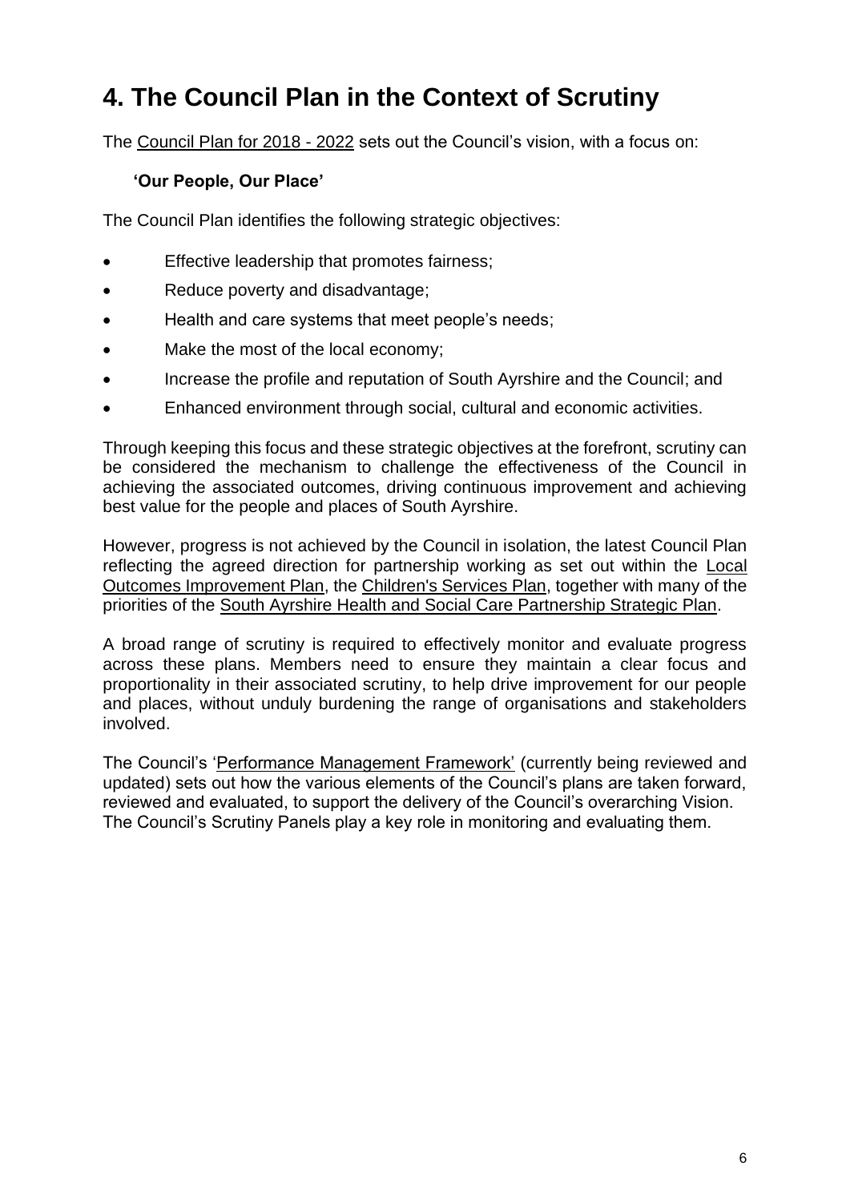# 4. The Council Plan in the Context of Scrutiny

The Council Plan for 2018 - 2022 sets out the Council's vision, with a focus on:

**'Our People, Our Place'**

The Council Plan identifies the following strategic objectives:

- Effective leadership that promotes fairness;
- Reduce poverty and disadvantage;
- Health and care systems that meet people's needs;
- Make the most of the local economy;
- Increase the profile and reputation of South Ayrshire and the Council; and
- Enhanced environment through social, cultural and economic activities.

Through keeping this focus and these strategic objectives at the forefront, scrutiny can be considered the mechanism to challenge the effectiveness of the Council in achieving the associated outcomes, driving continuous improvement and achieving best value for the people and places of South Ayrshire.

However, progress is not achieved by the Council in isolation, the latest Council Plan reflecting the agreed direction for partnership working as set out within the Local Outcomes Improvement Plan, the Children's Services Plan, together with many of the priorities of the South Ayrshire Health and Social Care Partnership Strategic Plan.

A broad range of scrutiny is required to effectively monitor and evaluate progress across these plans. Members need to ensure they maintain a clear focus and proportionality in their associated scrutiny, to help drive improvement for our people and places, without unduly burdening the range of organisations and stakeholders involved.

The Council's 'Performance Management Framework' (currently being reviewed and updated) sets out how the various elements of the Council's plans are taken forward, reviewed and evaluated, to support the delivery of the Council's overarching Vision. The Council's Scrutiny Panels play a key role in monitoring and evaluating them.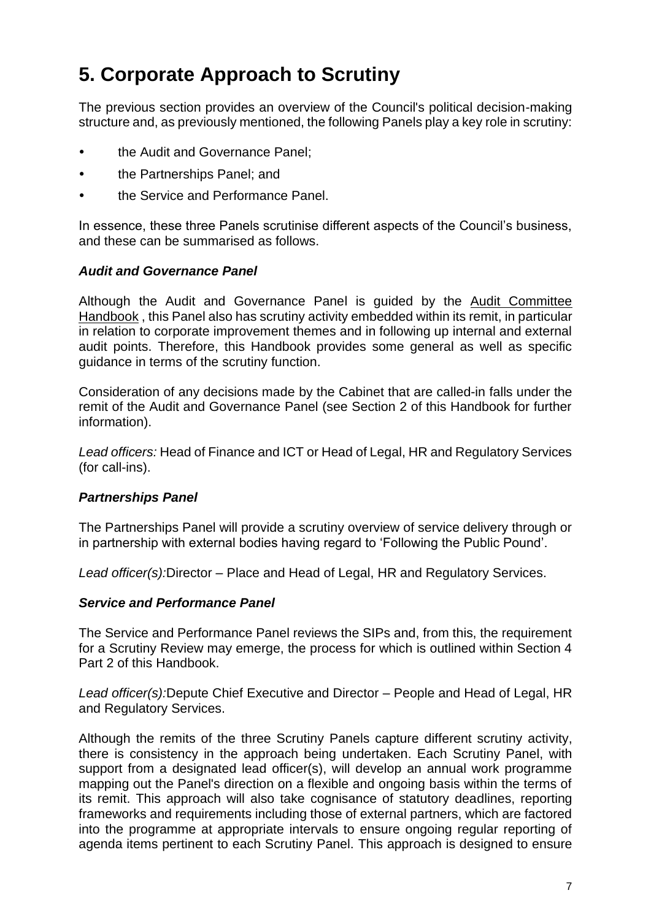# 5. Corporate Approach to Scrutiny

The previous section provides an overview of the Council's political decision-making structure and, as previously mentioned, the following Panels play a key role in scrutiny:

- the Audit and Governance Panel;
- the Partnerships Panel; and
- the Service and Performance Panel.

In essence, these three Panels scrutinise different aspects of the Council's business, and these can be summarised as follows.

### *Audit and Governance Panel*

Although the Audit and Governance Panel is guided by the Audit Committee Handbook , this Panel also has scrutiny activity embedded within its remit, in particular in relation to corporate improvement themes and in following up internal and external audit points. Therefore, this Handbook provides some general as well as specific guidance in terms of the scrutiny function.

Consideration of any decisions made by the Cabinet that are called-in falls under the remit of the Audit and Governance Panel (see Section 2 of this Handbook for further information).

*Lead officers:* Head of Finance and ICT or Head of Legal, HR and Regulatory Services (for call-ins).

### *Partnerships Panel*

The Partnerships Panel will provide a scrutiny overview of service delivery through or in partnership with external bodies having regard to 'Following the Public Pound'.

*Lead officer(s):*Director – Place and Head of Legal, HR and Regulatory Services.

### *Service and Performance Panel*

The Service and Performance Panel reviews the SIPs and, from this, the requirement for a Scrutiny Review may emerge, the process for which is outlined within Section 4 Part 2 of this Handbook.

*Lead officer(s):*Depute Chief Executive and Director – People and Head of Legal, HR and Regulatory Services.

Although the remits of the three Scrutiny Panels capture different scrutiny activity, there is consistency in the approach being undertaken. Each Scrutiny Panel, with support from a designated lead officer(s), will develop an annual work programme mapping out the Panel's direction on a flexible and ongoing basis within the terms of its remit. This approach will also take cognisance of statutory deadlines, reporting frameworks and requirements including those of external partners, which are factored into the programme at appropriate intervals to ensure ongoing regular reporting of agenda items pertinent to each Scrutiny Panel. This approach is designed to ensure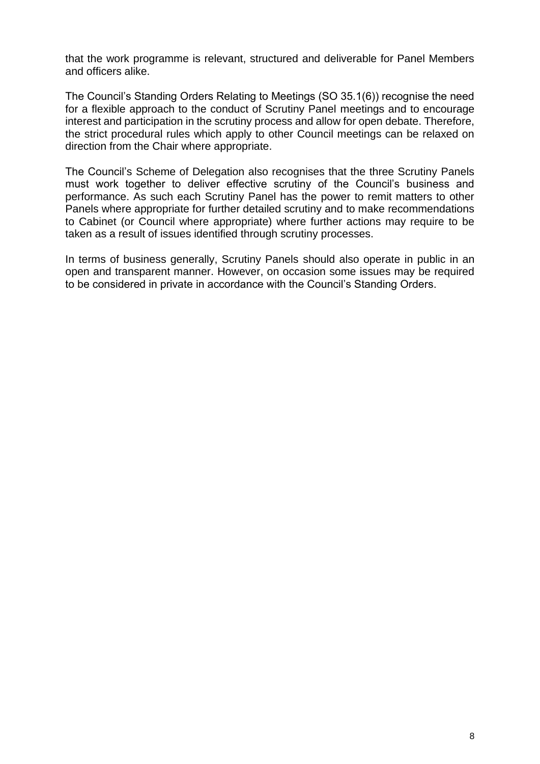that the work programme is relevant, structured and deliverable for Panel Members and officers alike.

The Council's Standing Orders Relating to Meetings (SO 35.1(6)) recognise the need for a flexible approach to the conduct of Scrutiny Panel meetings and to encourage interest and participation in the scrutiny process and allow for open debate. Therefore, the strict procedural rules which apply to other Council meetings can be relaxed on direction from the Chair where appropriate.

The Council's Scheme of Delegation also recognises that the three Scrutiny Panels must work together to deliver effective scrutiny of the Council's business and performance. As such each Scrutiny Panel has the power to remit matters to other Panels where appropriate for further detailed scrutiny and to make recommendations to Cabinet (or Council where appropriate) where further actions may require to be taken as a result of issues identified through scrutiny processes.

In terms of business generally, Scrutiny Panels should also operate in public in an open and transparent manner. However, on occasion some issues may be required to be considered in private in accordance with the Council's Standing Orders.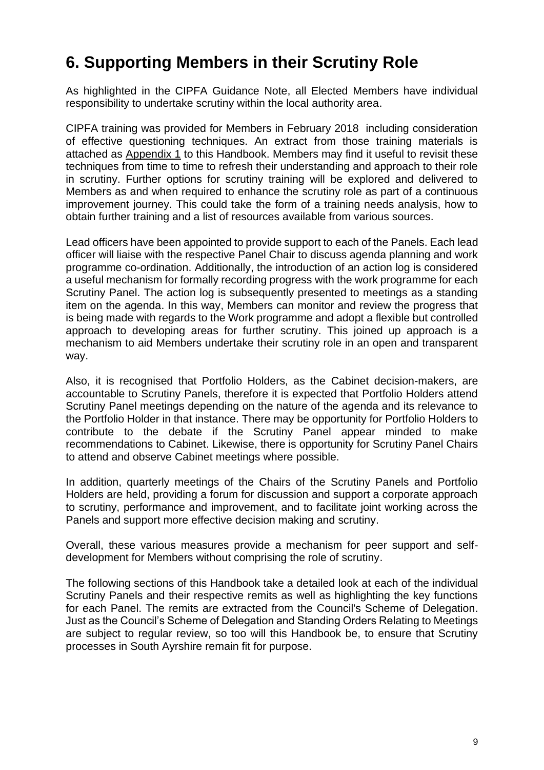# 6. Supporting Members in their Scrutiny Role

As highlighted in the CIPFA Guidance Note, all Elected Members have individual responsibility to undertake scrutiny within the local authority area.

CIPFA training was provided for Members in February 2018 including consideration of effective questioning techniques. An extract from those training materials is attached as Appendix 1 to this Handbook. Members may find it useful to revisit these techniques from time to time to refresh their understanding and approach to their role in scrutiny. Further options for scrutiny training will be explored and delivered to Members as and when required to enhance the scrutiny role as part of a continuous improvement journey. This could take the form of a training needs analysis, how to obtain further training and a list of resources available from various sources.

Lead officers have been appointed to provide support to each of the Panels. Each lead officer will liaise with the respective Panel Chair to discuss agenda planning and work programme co-ordination. Additionally, the introduction of an action log is considered a useful mechanism for formally recording progress with the work programme for each Scrutiny Panel. The action log is subsequently presented to meetings as a standing item on the agenda. In this way, Members can monitor and review the progress that is being made with regards to the Work programme and adopt a flexible but controlled approach to developing areas for further scrutiny. This joined up approach is a mechanism to aid Members undertake their scrutiny role in an open and transparent way.

Also, it is recognised that Portfolio Holders, as the Cabinet decision-makers, are accountable to Scrutiny Panels, therefore it is expected that Portfolio Holders attend Scrutiny Panel meetings depending on the nature of the agenda and its relevance to the Portfolio Holder in that instance. There may be opportunity for Portfolio Holders to contribute to the debate if the Scrutiny Panel appear minded to make recommendations to Cabinet. Likewise, there is opportunity for Scrutiny Panel Chairs to attend and observe Cabinet meetings where possible.

In addition, quarterly meetings of the Chairs of the Scrutiny Panels and Portfolio Holders are held, providing a forum for discussion and support a corporate approach to scrutiny, performance and improvement, and to facilitate joint working across the Panels and support more effective decision making and scrutiny.

Overall, these various measures provide a mechanism for peer support and self-development for Members without comprising the role of scrutiny.

The following sections of this Handbook take a detailed look at each of the individual Scrutiny Panels and their respective remits as well as highlighting the key functions for each Panel. The remits are extracted from the Council's Scheme of Delegation. Just as the Council's Scheme of Delegation and Standing Orders Relating to Meetings are subject to regular review, so too will this Handbook be, to ensure that Scrutiny processes in South Ayrshire remain fit for purpose.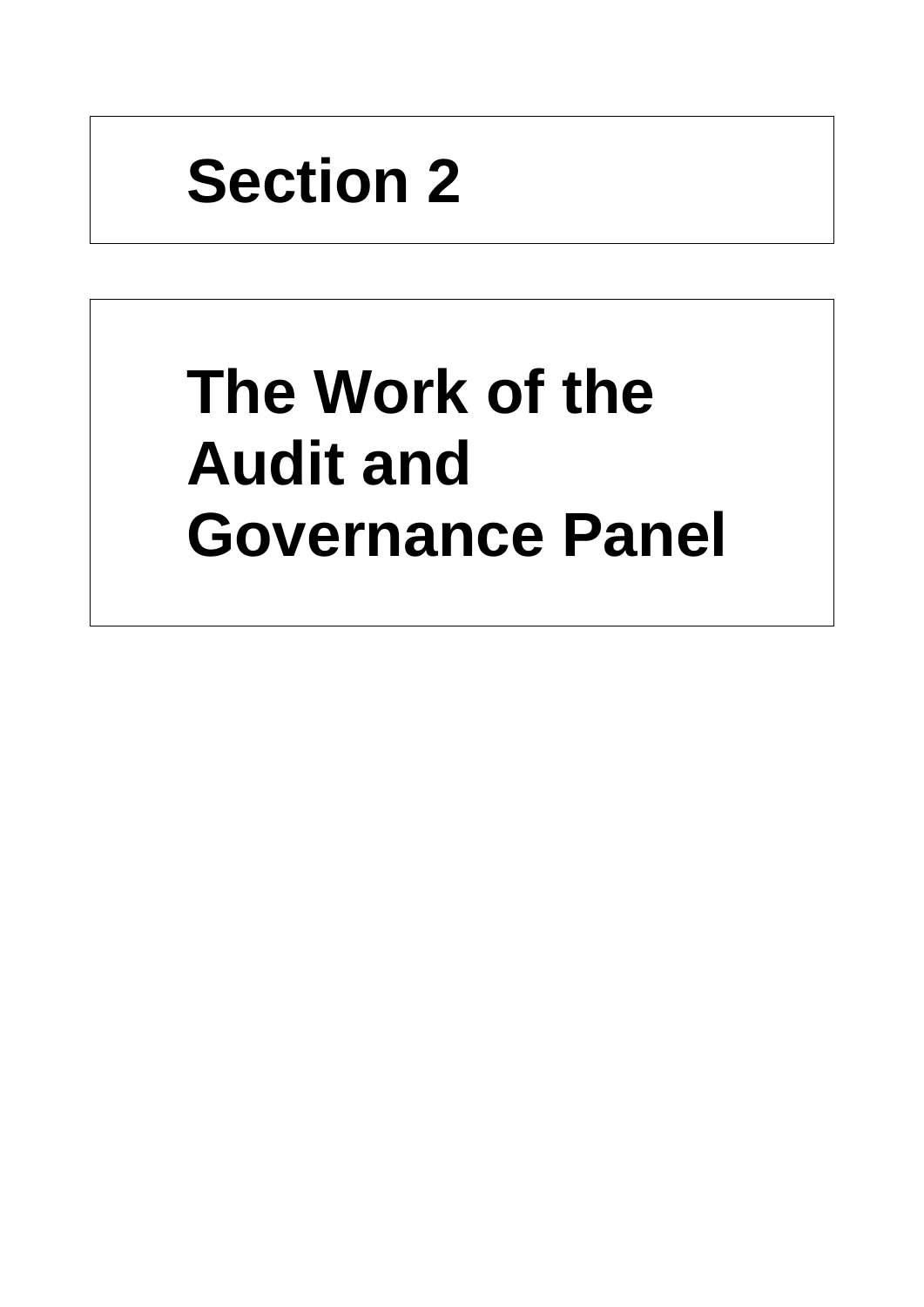# Section 2

# The Work of the Audit and Governance Panel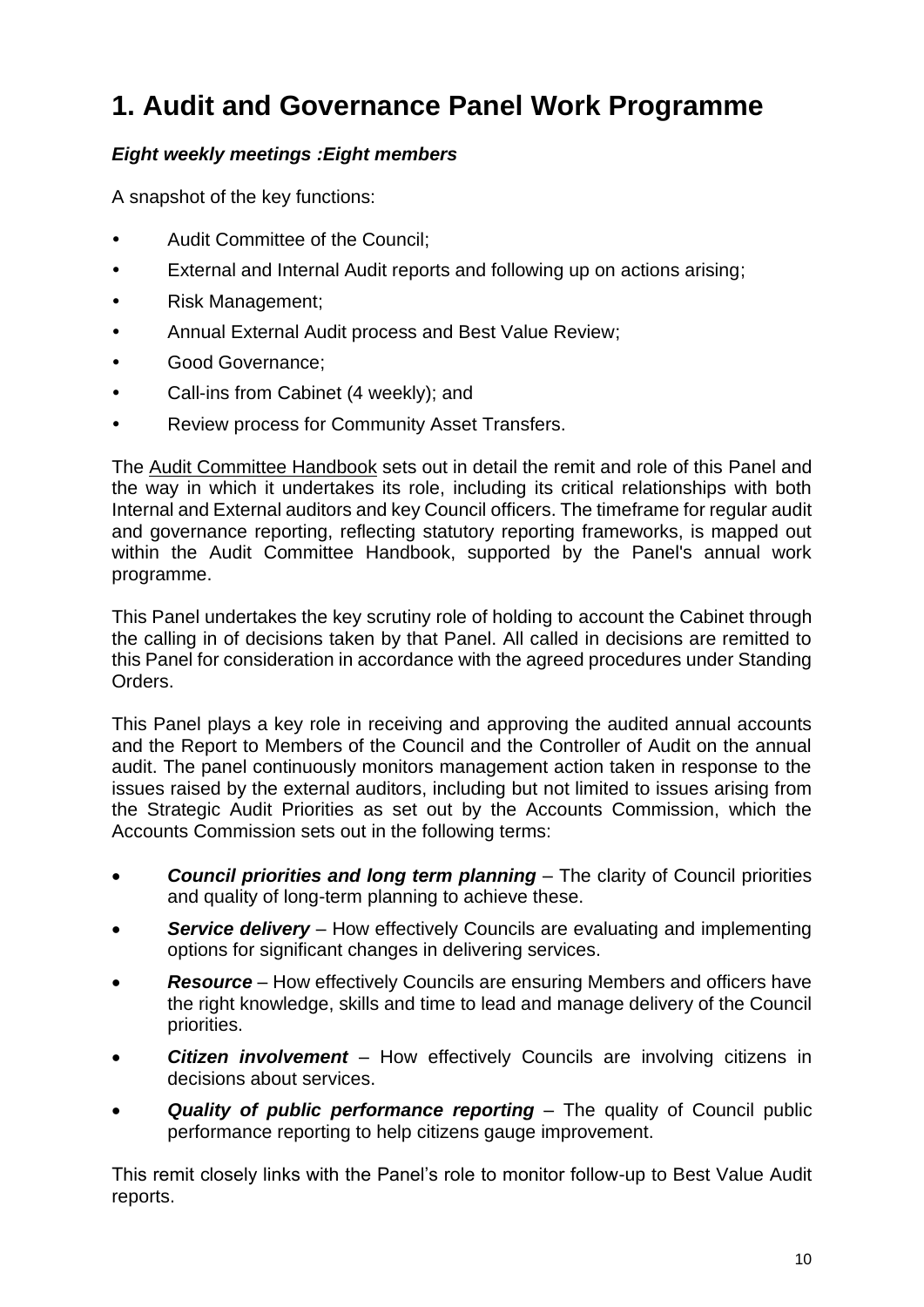# 1. Audit and Governance Panel Work Programme

***Eight weekly meetings :Eight members***

A snapshot of the key functions:

- Audit Committee of the Council;
- External and Internal Audit reports and following up on actions arising;
- Risk Management;
- Annual External Audit process and Best Value Review;
- Good Governance;
- Call-ins from Cabinet (4 weekly); and
- Review process for Community Asset Transfers.

The Audit Committee Handbook sets out in detail the remit and role of this Panel and the way in which it undertakes its role, including its critical relationships with both Internal and External auditors and key Council officers. The timeframe for regular audit and governance reporting, reflecting statutory reporting frameworks, is mapped out within the Audit Committee Handbook, supported by the Panel's annual work programme.

This Panel undertakes the key scrutiny role of holding to account the Cabinet through the calling in of decisions taken by that Panel. All called in decisions are remitted to this Panel for consideration in accordance with the agreed procedures under Standing Orders.

This Panel plays a key role in receiving and approving the audited annual accounts and the Report to Members of the Council and the Controller of Audit on the annual audit. The panel continuously monitors management action taken in response to the issues raised by the external auditors, including but not limited to issues arising from the Strategic Audit Priorities as set out by the Accounts Commission, which the Accounts Commission sets out in the following terms:

- ***Council priorities and long term planning*** – The clarity of Council priorities and quality of long-term planning to achieve these.
- ***Service delivery*** – How effectively Councils are evaluating and implementing options for significant changes in delivering services.
- ***Resource*** – How effectively Councils are ensuring Members and officers have the right knowledge, skills and time to lead and manage delivery of the Council priorities.
- ***Citizen involvement*** – How effectively Councils are involving citizens in decisions about services.
- ***Quality of public performance reporting*** – The quality of Council public performance reporting to help citizens gauge improvement.

This remit closely links with the Panel's role to monitor follow-up to Best Value Audit reports.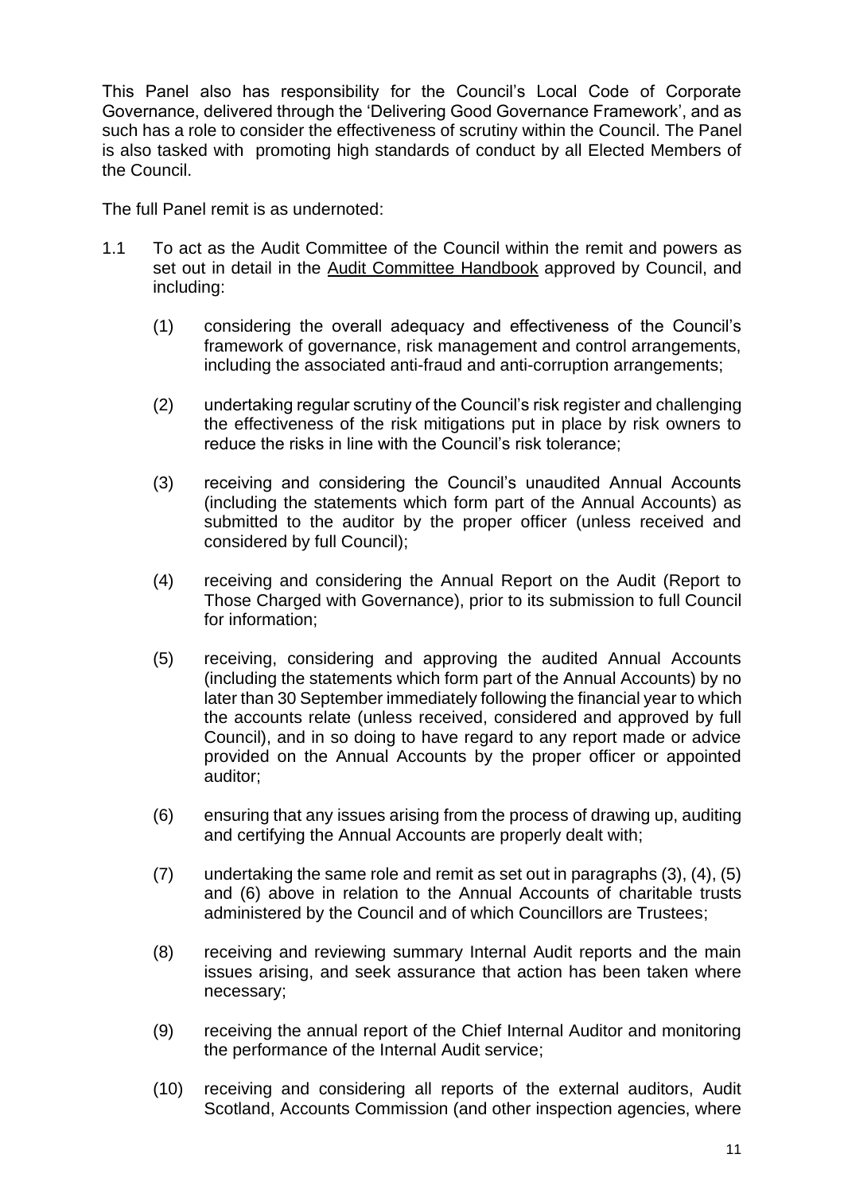This Panel also has responsibility for the Council's Local Code of Corporate Governance, delivered through the 'Delivering Good Governance Framework', and as such has a role to consider the effectiveness of scrutiny within the Council. The Panel is also tasked with promoting high standards of conduct by all Elected Members of the Council.

The full Panel remit is as undernoted:

1.1 To act as the Audit Committee of the Council within the remit and powers as set out in detail in the Audit Committee Handbook approved by Council, and including:

   (1) considering the overall adequacy and effectiveness of the Council's framework of governance, risk management and control arrangements, including the associated anti-fraud and anti-corruption arrangements;

   (2) undertaking regular scrutiny of the Council's risk register and challenging the effectiveness of the risk mitigations put in place by risk owners to reduce the risks in line with the Council's risk tolerance;

   (3) receiving and considering the Council's unaudited Annual Accounts (including the statements which form part of the Annual Accounts) as submitted to the auditor by the proper officer (unless received and considered by full Council);

   (4) receiving and considering the Annual Report on the Audit (Report to Those Charged with Governance), prior to its submission to full Council for information;

   (5) receiving, considering and approving the audited Annual Accounts (including the statements which form part of the Annual Accounts) by no later than 30 September immediately following the financial year to which the accounts relate (unless received, considered and approved by full Council), and in so doing to have regard to any report made or advice provided on the Annual Accounts by the proper officer or appointed auditor;

   (6) ensuring that any issues arising from the process of drawing up, auditing and certifying the Annual Accounts are properly dealt with;

   (7) undertaking the same role and remit as set out in paragraphs (3), (4), (5) and (6) above in relation to the Annual Accounts of charitable trusts administered by the Council and of which Councillors are Trustees;

   (8) receiving and reviewing summary Internal Audit reports and the main issues arising, and seek assurance that action has been taken where necessary;

   (9) receiving the annual report of the Chief Internal Auditor and monitoring the performance of the Internal Audit service;

   (10) receiving and considering all reports of the external auditors, Audit Scotland, Accounts Commission (and other inspection agencies, where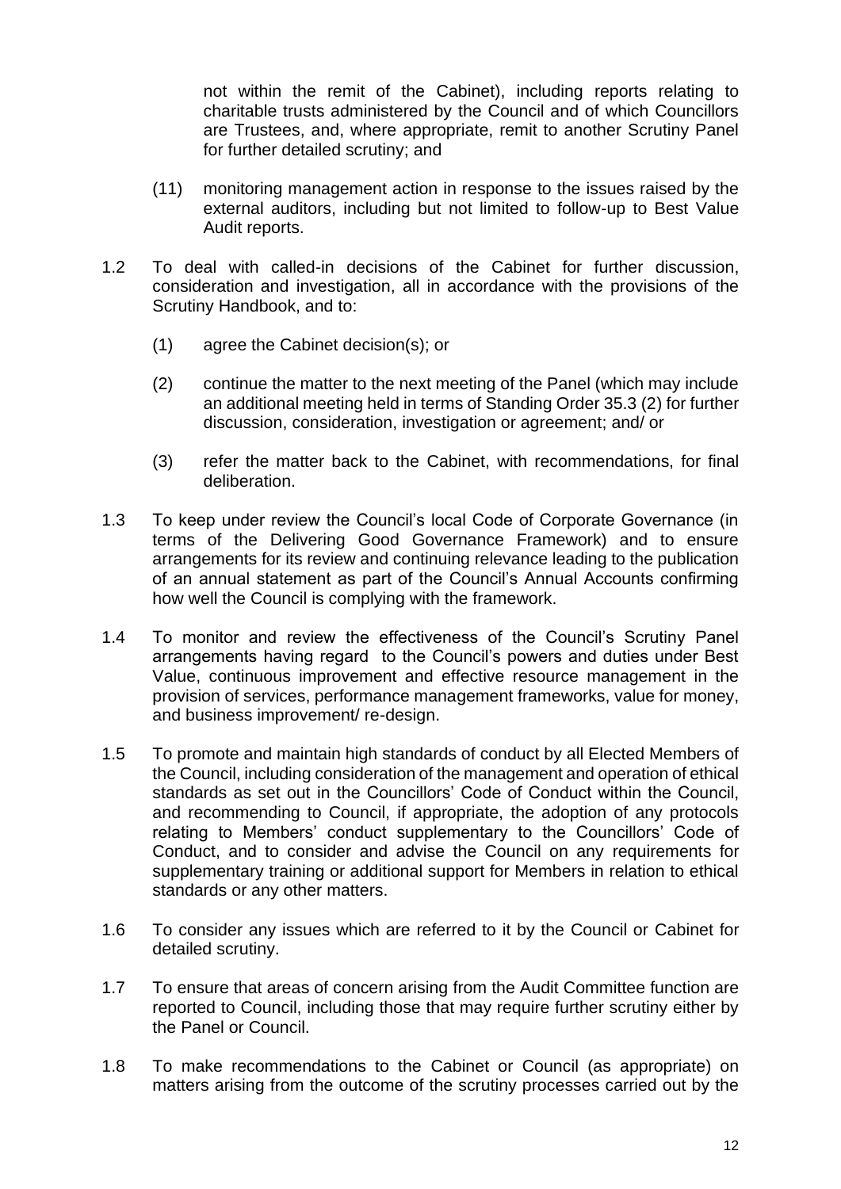not within the remit of the Cabinet), including reports relating to charitable trusts administered by the Council and of which Councillors are Trustees, and, where appropriate, remit to another Scrutiny Panel for further detailed scrutiny; and

(11) monitoring management action in response to the issues raised by the external auditors, including but not limited to follow-up to Best Value Audit reports.

1.2 To deal with called-in decisions of the Cabinet for further discussion, consideration and investigation, all in accordance with the provisions of the Scrutiny Handbook, and to:

(1) agree the Cabinet decision(s); or

(2) continue the matter to the next meeting of the Panel (which may include an additional meeting held in terms of Standing Order 35.3 (2) for further discussion, consideration, investigation or agreement; and/ or

(3) refer the matter back to the Cabinet, with recommendations, for final deliberation.

1.3 To keep under review the Council's local Code of Corporate Governance (in terms of the Delivering Good Governance Framework) and to ensure arrangements for its review and continuing relevance leading to the publication of an annual statement as part of the Council's Annual Accounts confirming how well the Council is complying with the framework.

1.4 To monitor and review the effectiveness of the Council's Scrutiny Panel arrangements having regard to the Council's powers and duties under Best Value, continuous improvement and effective resource management in the provision of services, performance management frameworks, value for money, and business improvement/ re-design.

1.5 To promote and maintain high standards of conduct by all Elected Members of the Council, including consideration of the management and operation of ethical standards as set out in the Councillors' Code of Conduct within the Council, and recommending to Council, if appropriate, the adoption of any protocols relating to Members' conduct supplementary to the Councillors' Code of Conduct, and to consider and advise the Council on any requirements for supplementary training or additional support for Members in relation to ethical standards or any other matters.

1.6 To consider any issues which are referred to it by the Council or Cabinet for detailed scrutiny.

1.7 To ensure that areas of concern arising from the Audit Committee function are reported to Council, including those that may require further scrutiny either by the Panel or Council.

1.8 To make recommendations to the Cabinet or Council (as appropriate) on matters arising from the outcome of the scrutiny processes carried out by the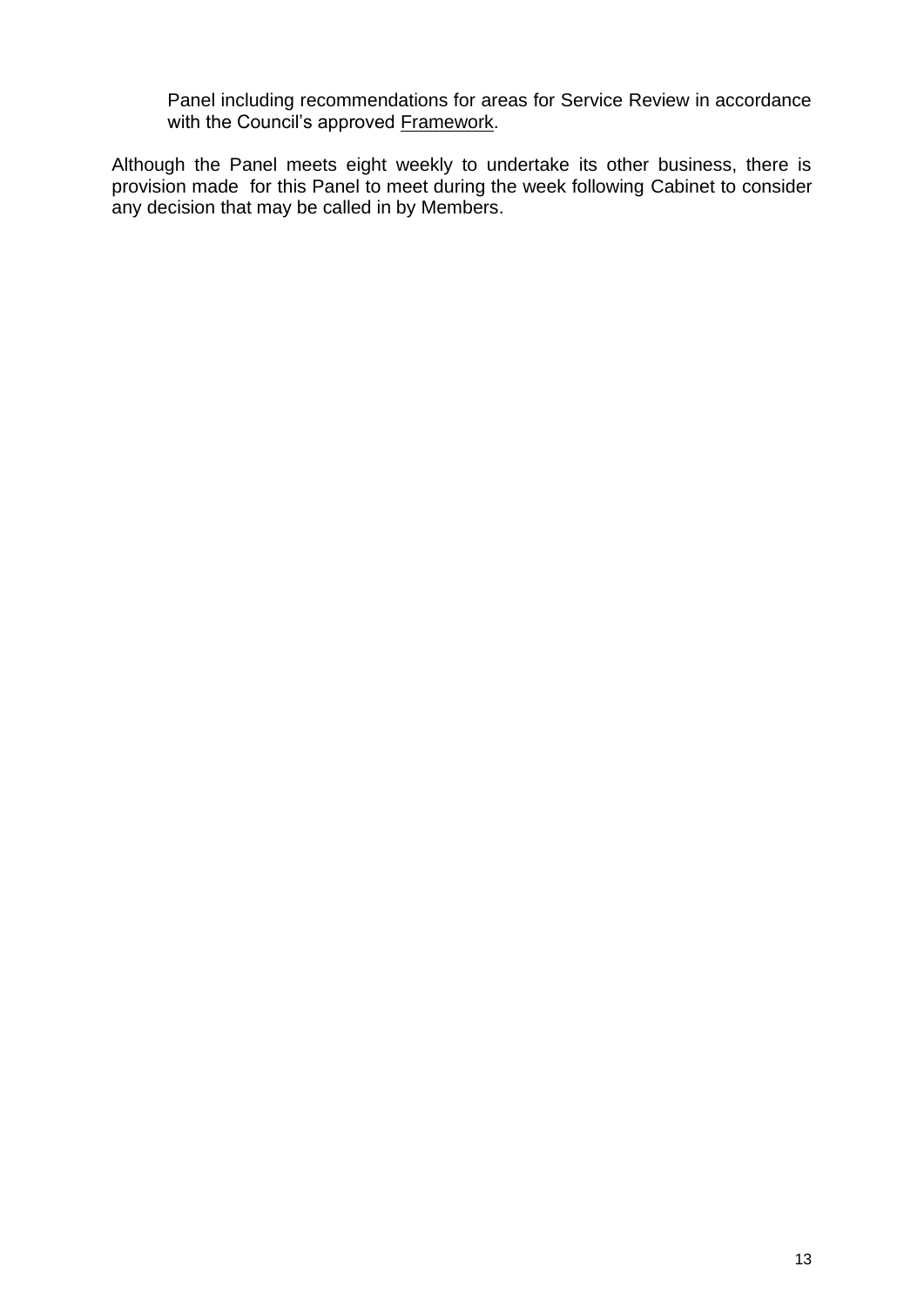Panel including recommendations for areas for Service Review in accordance with the Council's approved Framework.

Although the Panel meets eight weekly to undertake its other business, there is provision made for this Panel to meet during the week following Cabinet to consider any decision that may be called in by Members.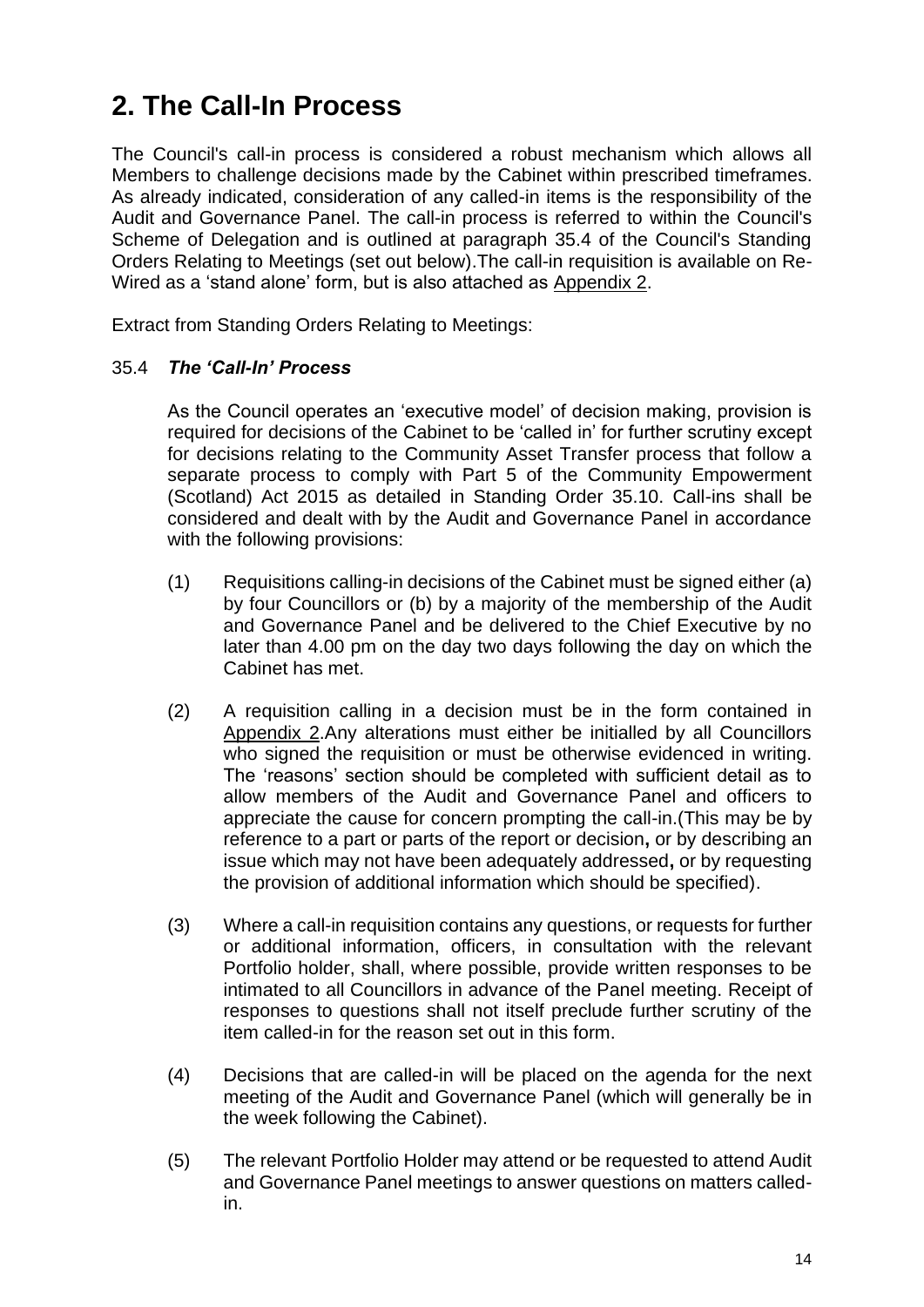# 2. The Call-In Process

The Council's call-in process is considered a robust mechanism which allows all Members to challenge decisions made by the Cabinet within prescribed timeframes. As already indicated, consideration of any called-in items is the responsibility of the Audit and Governance Panel. The call-in process is referred to within the Council's Scheme of Delegation and is outlined at paragraph 35.4 of the Council's Standing Orders Relating to Meetings (set out below).The call-in requisition is available on Re-Wired as a 'stand alone' form, but is also attached as Appendix 2.

Extract from Standing Orders Relating to Meetings:

35.4 ***The 'Call-In' Process***

As the Council operates an 'executive model' of decision making, provision is required for decisions of the Cabinet to be 'called in' for further scrutiny except for decisions relating to the Community Asset Transfer process that follow a separate process to comply with Part 5 of the Community Empowerment (Scotland) Act 2015 as detailed in Standing Order 35.10. Call-ins shall be considered and dealt with by the Audit and Governance Panel in accordance with the following provisions:

(1) Requisitions calling-in decisions of the Cabinet must be signed either (a) by four Councillors or (b) by a majority of the membership of the Audit and Governance Panel and be delivered to the Chief Executive by no later than 4.00 pm on the day two days following the day on which the Cabinet has met.

(2) A requisition calling in a decision must be in the form contained in Appendix 2.Any alterations must either be initialled by all Councillors who signed the requisition or must be otherwise evidenced in writing. The 'reasons' section should be completed with sufficient detail as to allow members of the Audit and Governance Panel and officers to appreciate the cause for concern prompting the call-in.(This may be by reference to a part or parts of the report or decision**,** or by describing an issue which may not have been adequately addressed**,** or by requesting the provision of additional information which should be specified).

(3) Where a call-in requisition contains any questions, or requests for further or additional information, officers, in consultation with the relevant Portfolio holder, shall, where possible, provide written responses to be intimated to all Councillors in advance of the Panel meeting. Receipt of responses to questions shall not itself preclude further scrutiny of the item called-in for the reason set out in this form.

(4) Decisions that are called-in will be placed on the agenda for the next meeting of the Audit and Governance Panel (which will generally be in the week following the Cabinet).

(5) The relevant Portfolio Holder may attend or be requested to attend Audit and Governance Panel meetings to answer questions on matters called-in.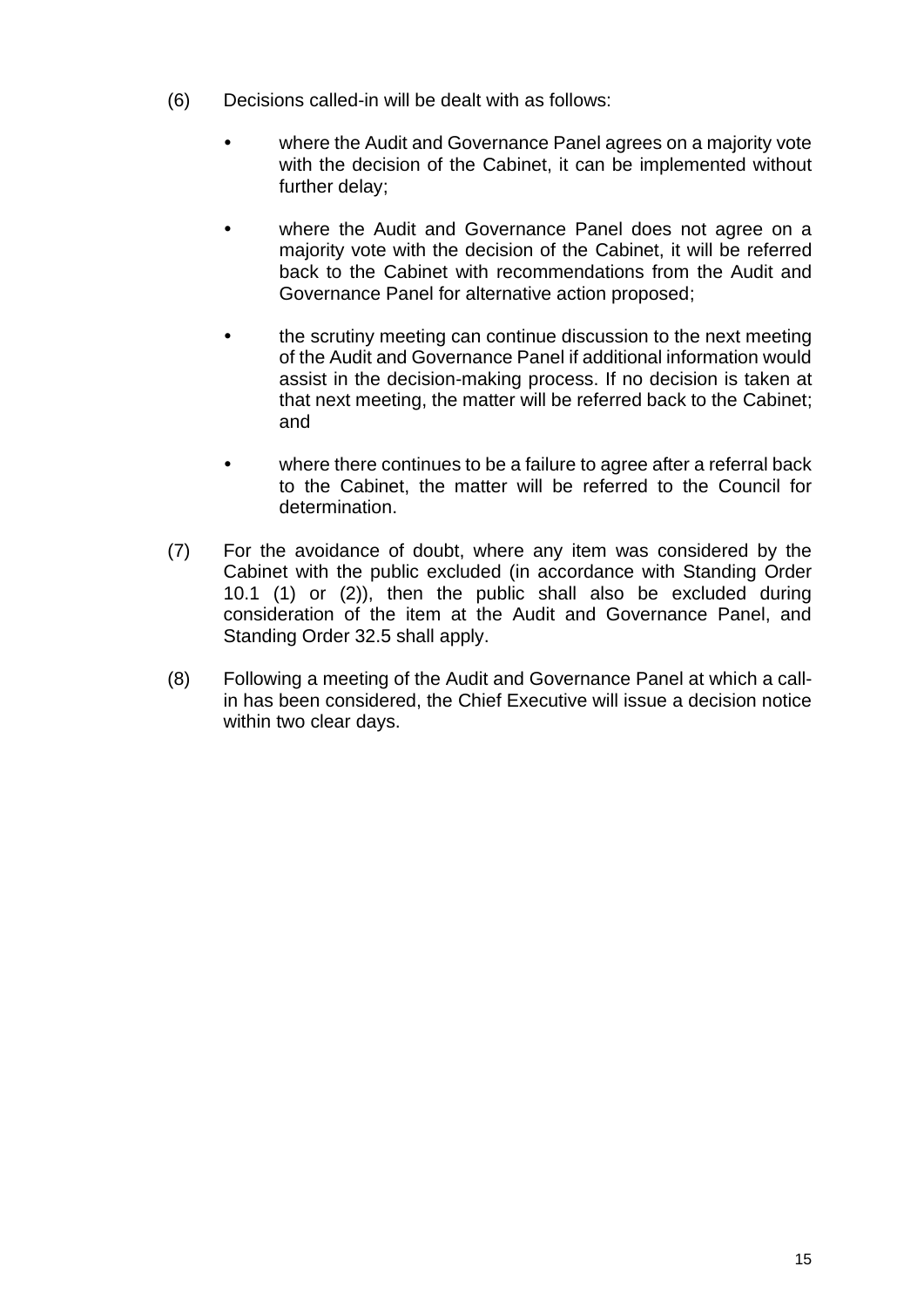(6) Decisions called-in will be dealt with as follows:

- where the Audit and Governance Panel agrees on a majority vote with the decision of the Cabinet, it can be implemented without further delay;
- where the Audit and Governance Panel does not agree on a majority vote with the decision of the Cabinet, it will be referred back to the Cabinet with recommendations from the Audit and Governance Panel for alternative action proposed;
- the scrutiny meeting can continue discussion to the next meeting of the Audit and Governance Panel if additional information would assist in the decision-making process. If no decision is taken at that next meeting, the matter will be referred back to the Cabinet; and
- where there continues to be a failure to agree after a referral back to the Cabinet, the matter will be referred to the Council for determination.

(7) For the avoidance of doubt, where any item was considered by the Cabinet with the public excluded (in accordance with Standing Order 10.1 (1) or (2)), then the public shall also be excluded during consideration of the item at the Audit and Governance Panel, and Standing Order 32.5 shall apply.

(8) Following a meeting of the Audit and Governance Panel at which a call-in has been considered, the Chief Executive will issue a decision notice within two clear days.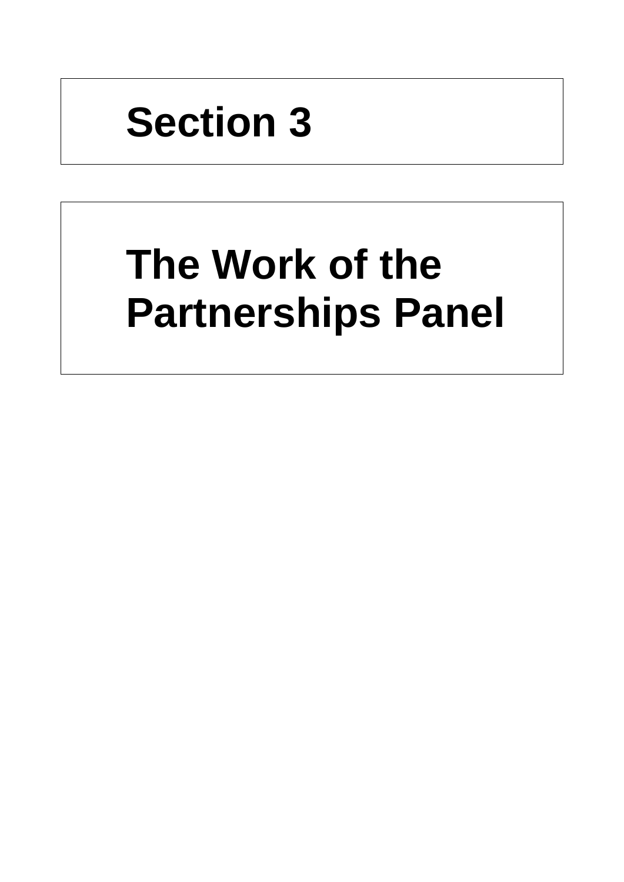# Section 3

# The Work of the Partnerships Panel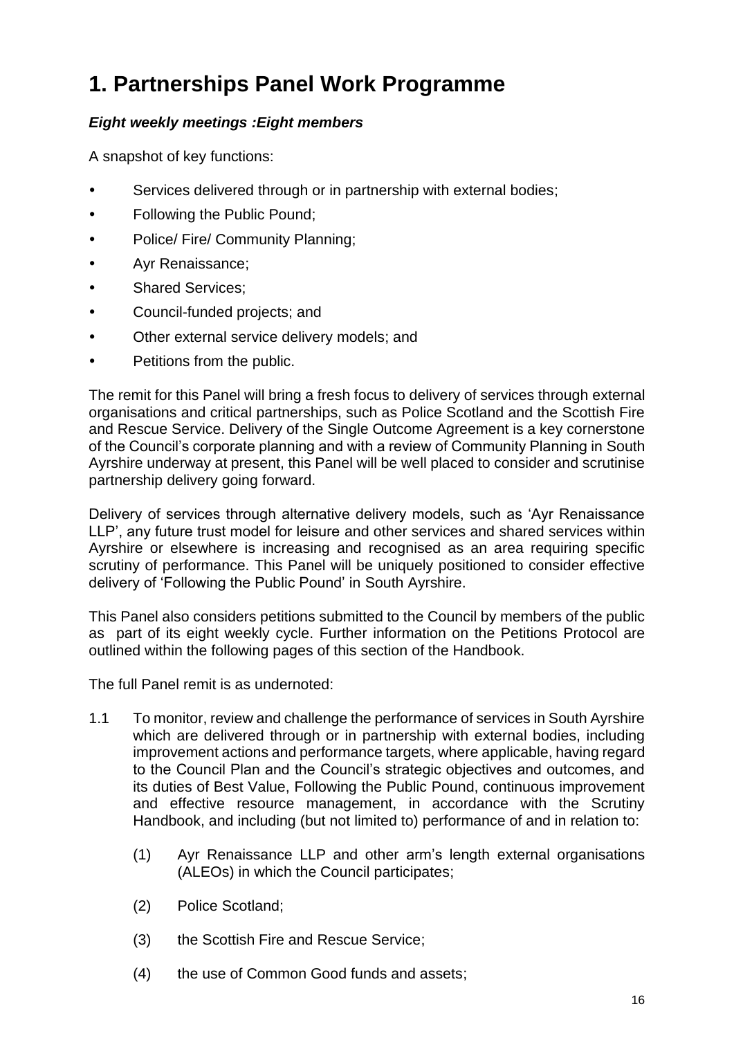# 1. Partnerships Panel Work Programme

***Eight weekly meetings :Eight members***

A snapshot of key functions:

- Services delivered through or in partnership with external bodies;
- Following the Public Pound;
- Police/ Fire/ Community Planning;
- Ayr Renaissance;
- Shared Services;
- Council-funded projects; and
- Other external service delivery models; and
- Petitions from the public.

The remit for this Panel will bring a fresh focus to delivery of services through external organisations and critical partnerships, such as Police Scotland and the Scottish Fire and Rescue Service. Delivery of the Single Outcome Agreement is a key cornerstone of the Council's corporate planning and with a review of Community Planning in South Ayrshire underway at present, this Panel will be well placed to consider and scrutinise partnership delivery going forward.

Delivery of services through alternative delivery models, such as 'Ayr Renaissance LLP', any future trust model for leisure and other services and shared services within Ayrshire or elsewhere is increasing and recognised as an area requiring specific scrutiny of performance. This Panel will be uniquely positioned to consider effective delivery of 'Following the Public Pound' in South Ayrshire.

This Panel also considers petitions submitted to the Council by members of the public as part of its eight weekly cycle. Further information on the Petitions Protocol are outlined within the following pages of this section of the Handbook.

The full Panel remit is as undernoted:

1.1 To monitor, review and challenge the performance of services in South Ayrshire which are delivered through or in partnership with external bodies, including improvement actions and performance targets, where applicable, having regard to the Council Plan and the Council's strategic objectives and outcomes, and its duties of Best Value, Following the Public Pound, continuous improvement and effective resource management, in accordance with the Scrutiny Handbook, and including (but not limited to) performance of and in relation to:

   (1) Ayr Renaissance LLP and other arm's length external organisations (ALEOs) in which the Council participates;

   (2) Police Scotland;

   (3) the Scottish Fire and Rescue Service;

   (4) the use of Common Good funds and assets;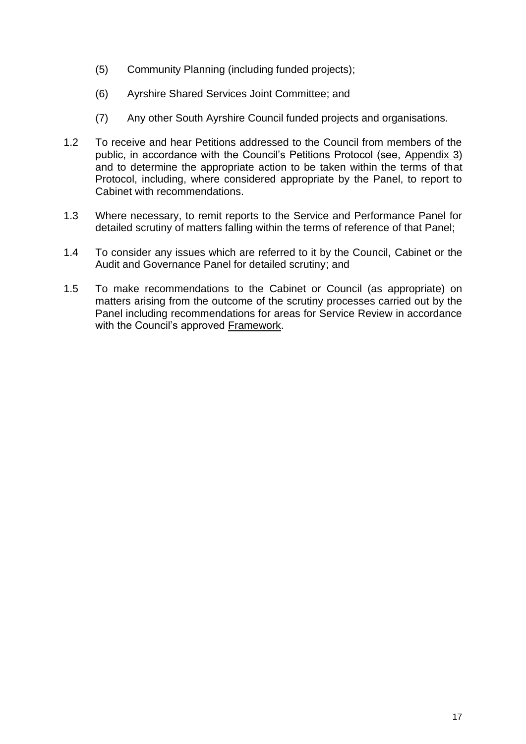(5) Community Planning (including funded projects);

(6) Ayrshire Shared Services Joint Committee; and

(7) Any other South Ayrshire Council funded projects and organisations.

1.2 To receive and hear Petitions addressed to the Council from members of the public, in accordance with the Council's Petitions Protocol (see, Appendix 3) and to determine the appropriate action to be taken within the terms of that Protocol, including, where considered appropriate by the Panel, to report to Cabinet with recommendations.

1.3 Where necessary, to remit reports to the Service and Performance Panel for detailed scrutiny of matters falling within the terms of reference of that Panel;

1.4 To consider any issues which are referred to it by the Council, Cabinet or the Audit and Governance Panel for detailed scrutiny; and

1.5 To make recommendations to the Cabinet or Council (as appropriate) on matters arising from the outcome of the scrutiny processes carried out by the Panel including recommendations for areas for Service Review in accordance with the Council's approved Framework.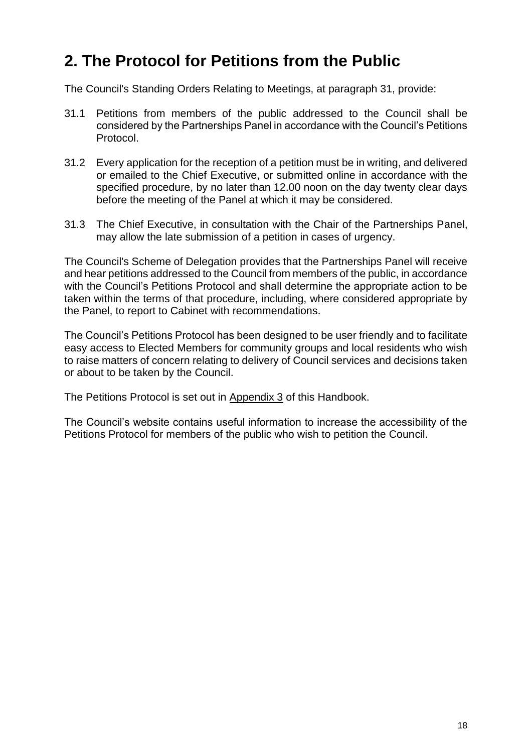# 2. The Protocol for Petitions from the Public

The Council's Standing Orders Relating to Meetings, at paragraph 31, provide:

31.1 Petitions from members of the public addressed to the Council shall be considered by the Partnerships Panel in accordance with the Council's Petitions Protocol.

31.2 Every application for the reception of a petition must be in writing, and delivered or emailed to the Chief Executive, or submitted online in accordance with the specified procedure, by no later than 12.00 noon on the day twenty clear days before the meeting of the Panel at which it may be considered.

31.3 The Chief Executive, in consultation with the Chair of the Partnerships Panel, may allow the late submission of a petition in cases of urgency.

The Council's Scheme of Delegation provides that the Partnerships Panel will receive and hear petitions addressed to the Council from members of the public, in accordance with the Council's Petitions Protocol and shall determine the appropriate action to be taken within the terms of that procedure, including, where considered appropriate by the Panel, to report to Cabinet with recommendations.

The Council's Petitions Protocol has been designed to be user friendly and to facilitate easy access to Elected Members for community groups and local residents who wish to raise matters of concern relating to delivery of Council services and decisions taken or about to be taken by the Council.

The Petitions Protocol is set out in Appendix 3 of this Handbook.

The Council's website contains useful information to increase the accessibility of the Petitions Protocol for members of the public who wish to petition the Council.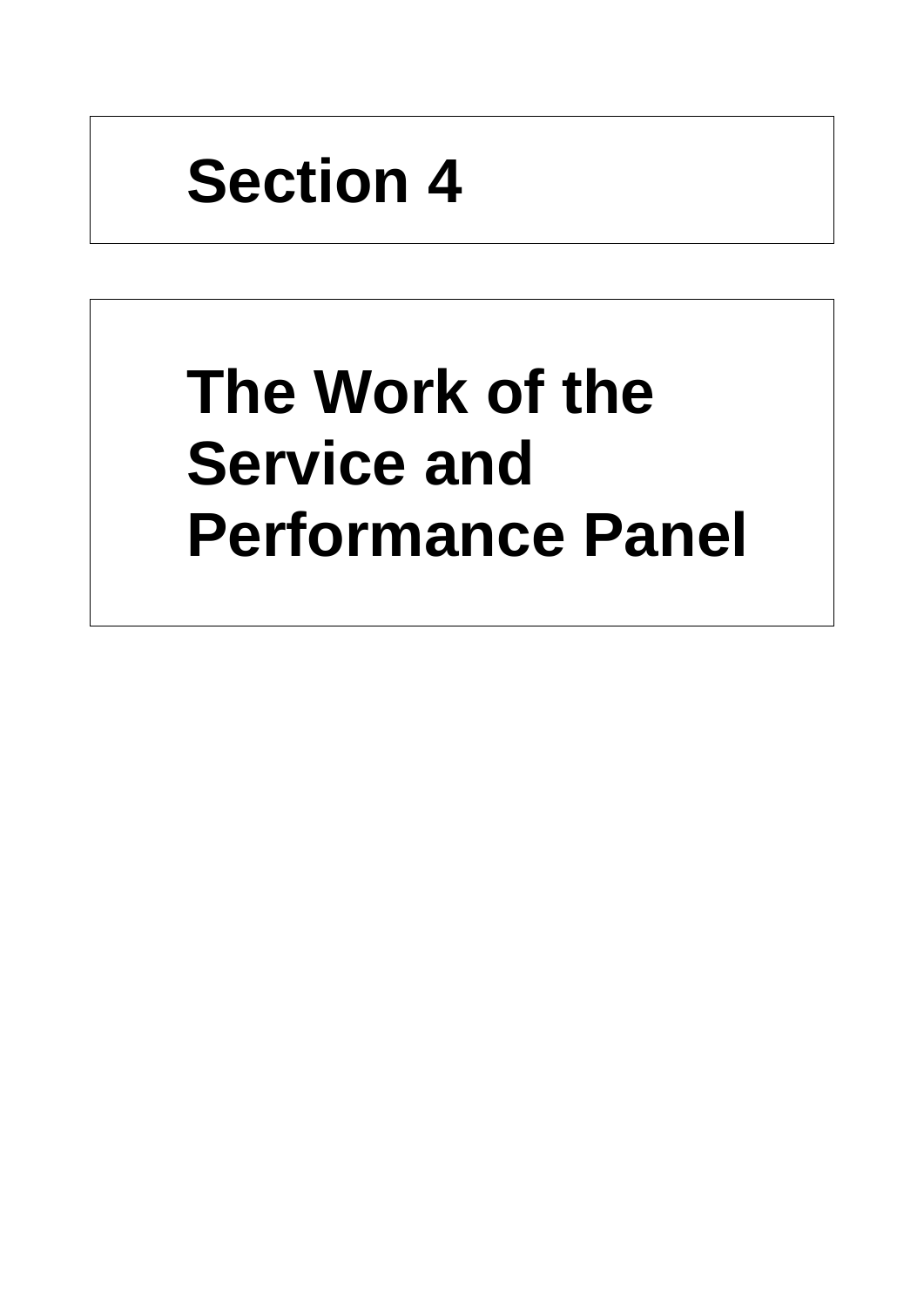# Section 4

# The Work of the Service and Performance Panel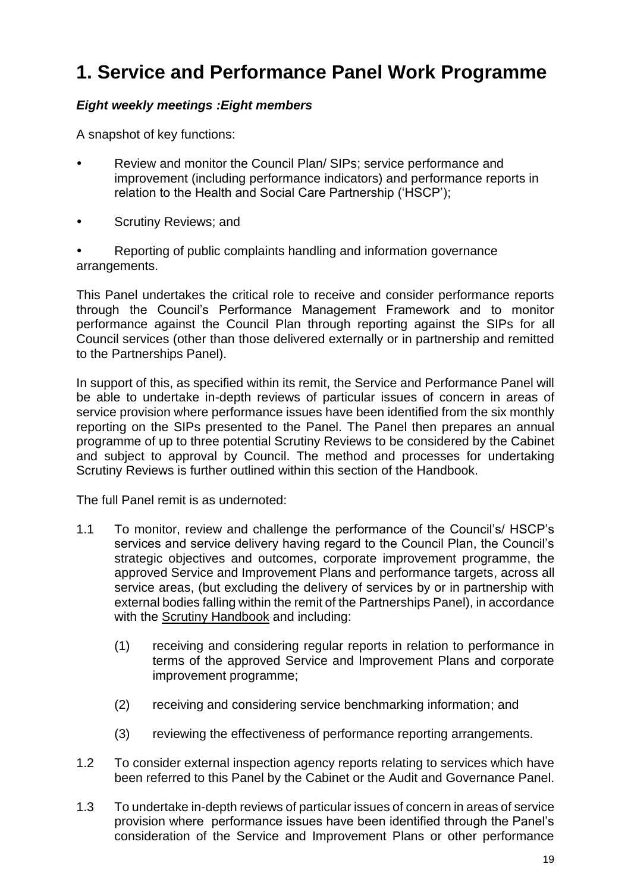# 1. Service and Performance Panel Work Programme

***Eight weekly meetings :Eight members***

A snapshot of key functions:

- Review and monitor the Council Plan/ SIPs; service performance and improvement (including performance indicators) and performance reports in relation to the Health and Social Care Partnership ('HSCP');
- Scrutiny Reviews; and
- Reporting of public complaints handling and information governance arrangements.

This Panel undertakes the critical role to receive and consider performance reports through the Council's Performance Management Framework and to monitor performance against the Council Plan through reporting against the SIPs for all Council services (other than those delivered externally or in partnership and remitted to the Partnerships Panel).

In support of this, as specified within its remit, the Service and Performance Panel will be able to undertake in-depth reviews of particular issues of concern in areas of service provision where performance issues have been identified from the six monthly reporting on the SIPs presented to the Panel. The Panel then prepares an annual programme of up to three potential Scrutiny Reviews to be considered by the Cabinet and subject to approval by Council. The method and processes for undertaking Scrutiny Reviews is further outlined within this section of the Handbook.

The full Panel remit is as undernoted:

1.1 To monitor, review and challenge the performance of the Council's/ HSCP's services and service delivery having regard to the Council Plan, the Council's strategic objectives and outcomes, corporate improvement programme, the approved Service and Improvement Plans and performance targets, across all service areas, (but excluding the delivery of services by or in partnership with external bodies falling within the remit of the Partnerships Panel), in accordance with the Scrutiny Handbook and including:

   (1) receiving and considering regular reports in relation to performance in terms of the approved Service and Improvement Plans and corporate improvement programme;

   (2) receiving and considering service benchmarking information; and

   (3) reviewing the effectiveness of performance reporting arrangements.

1.2 To consider external inspection agency reports relating to services which have been referred to this Panel by the Cabinet or the Audit and Governance Panel.

1.3 To undertake in-depth reviews of particular issues of concern in areas of service provision where performance issues have been identified through the Panel's consideration of the Service and Improvement Plans or other performance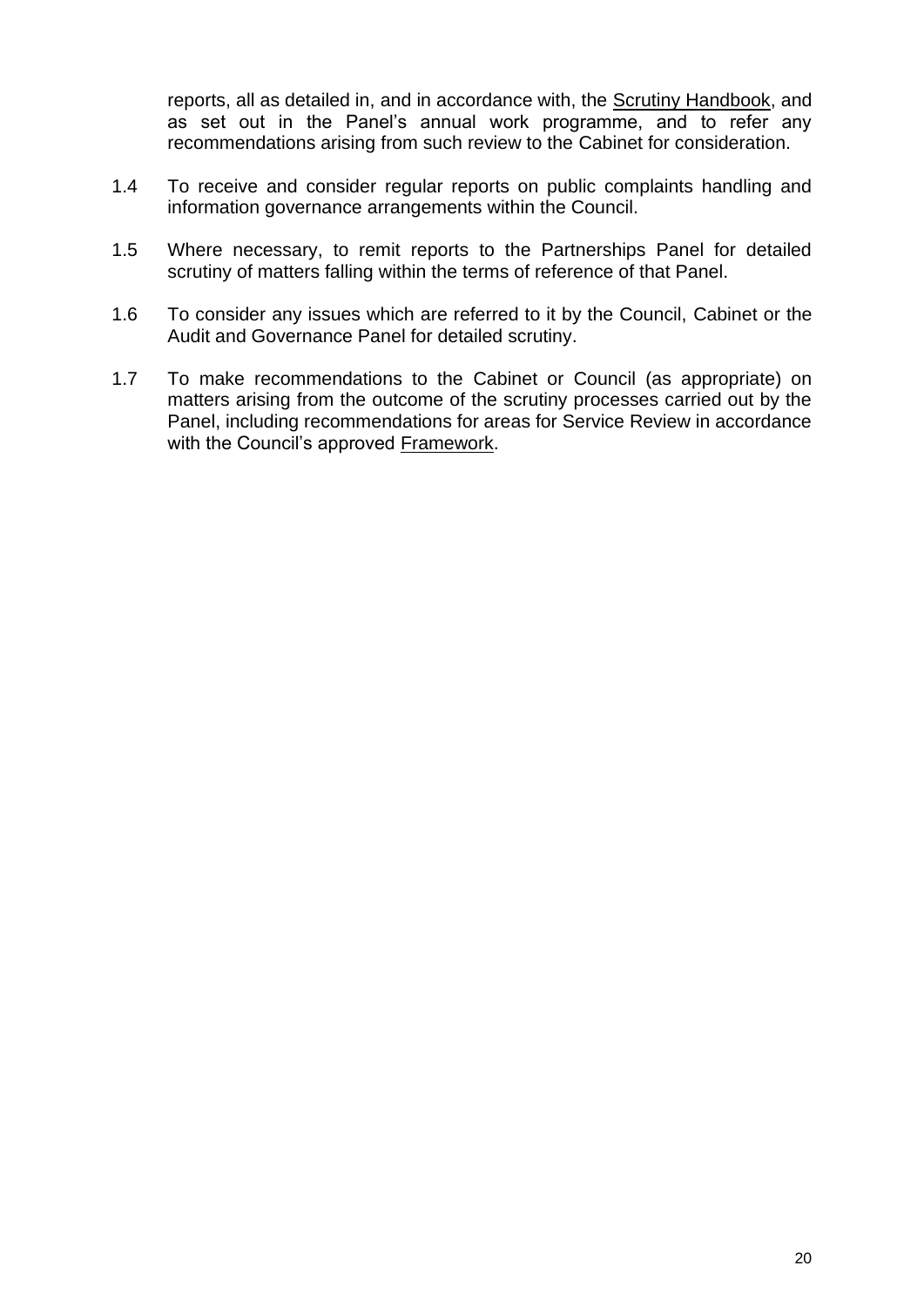reports, all as detailed in, and in accordance with, the Scrutiny Handbook, and as set out in the Panel's annual work programme, and to refer any recommendations arising from such review to the Cabinet for consideration.

1.4 To receive and consider regular reports on public complaints handling and information governance arrangements within the Council.

1.5 Where necessary, to remit reports to the Partnerships Panel for detailed scrutiny of matters falling within the terms of reference of that Panel.

1.6 To consider any issues which are referred to it by the Council, Cabinet or the Audit and Governance Panel for detailed scrutiny.

1.7 To make recommendations to the Cabinet or Council (as appropriate) on matters arising from the outcome of the scrutiny processes carried out by the Panel, including recommendations for areas for Service Review in accordance with the Council's approved Framework.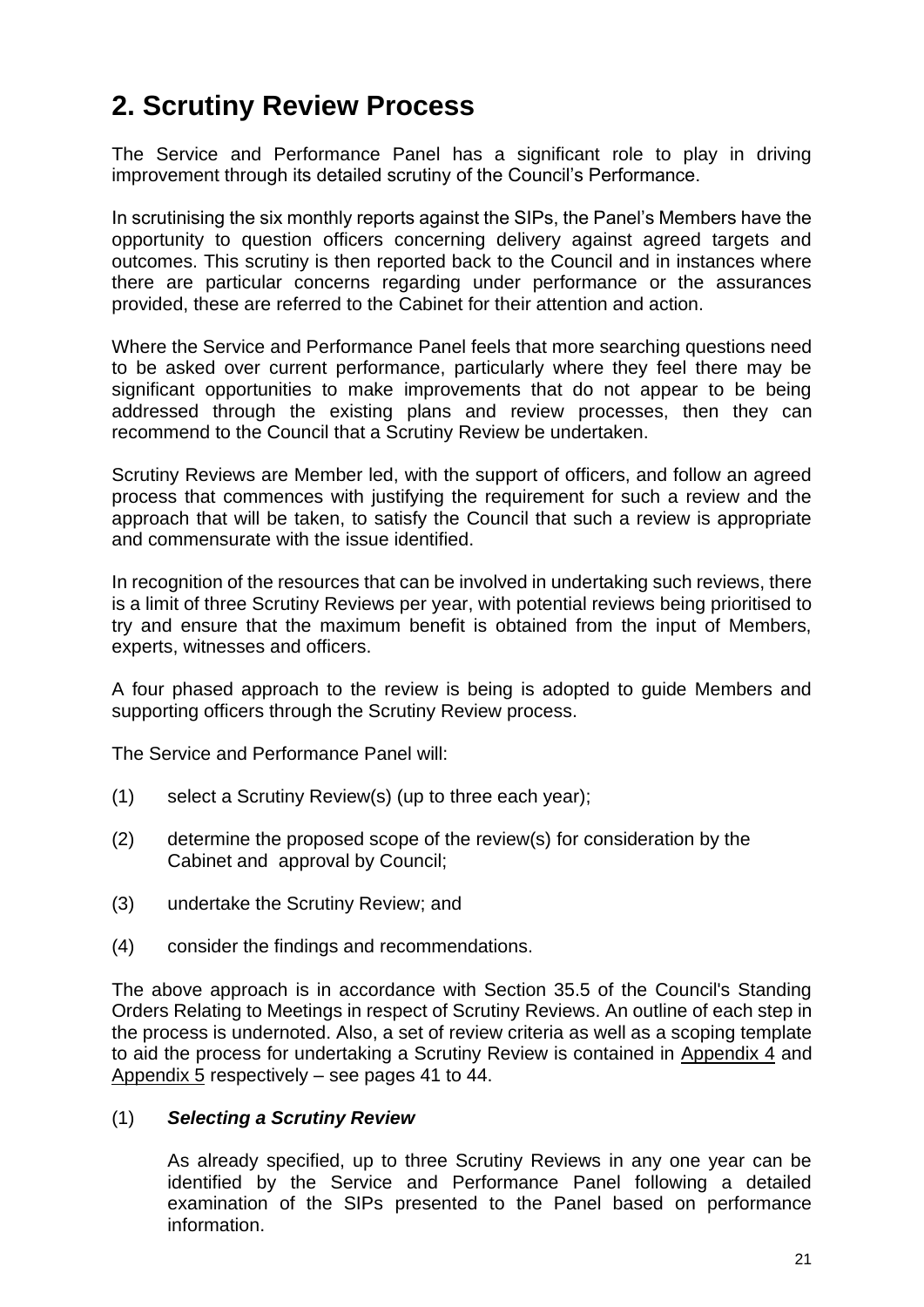## 2. Scrutiny Review Process

The Service and Performance Panel has a significant role to play in driving improvement through its detailed scrutiny of the Council's Performance.

In scrutinising the six monthly reports against the SIPs, the Panel's Members have the opportunity to question officers concerning delivery against agreed targets and outcomes. This scrutiny is then reported back to the Council and in instances where there are particular concerns regarding under performance or the assurances provided, these are referred to the Cabinet for their attention and action.

Where the Service and Performance Panel feels that more searching questions need to be asked over current performance, particularly where they feel there may be significant opportunities to make improvements that do not appear to be being addressed through the existing plans and review processes, then they can recommend to the Council that a Scrutiny Review be undertaken.

Scrutiny Reviews are Member led, with the support of officers, and follow an agreed process that commences with justifying the requirement for such a review and the approach that will be taken, to satisfy the Council that such a review is appropriate and commensurate with the issue identified.

In recognition of the resources that can be involved in undertaking such reviews, there is a limit of three Scrutiny Reviews per year, with potential reviews being prioritised to try and ensure that the maximum benefit is obtained from the input of Members, experts, witnesses and officers.

A four phased approach to the review is being is adopted to guide Members and supporting officers through the Scrutiny Review process.

The Service and Performance Panel will:

(1) select a Scrutiny Review(s) (up to three each year);

(2) determine the proposed scope of the review(s) for consideration by the Cabinet and approval by Council;

(3) undertake the Scrutiny Review; and

(4) consider the findings and recommendations.

The above approach is in accordance with Section 35.5 of the Council's Standing Orders Relating to Meetings in respect of Scrutiny Reviews. An outline of each step in the process is undernoted. Also, a set of review criteria as well as a scoping template to aid the process for undertaking a Scrutiny Review is contained in Appendix 4 and Appendix 5 respectively – see pages 41 to 44.

(1) ***Selecting a Scrutiny Review***

As already specified, up to three Scrutiny Reviews in any one year can be identified by the Service and Performance Panel following a detailed examination of the SIPs presented to the Panel based on performance information.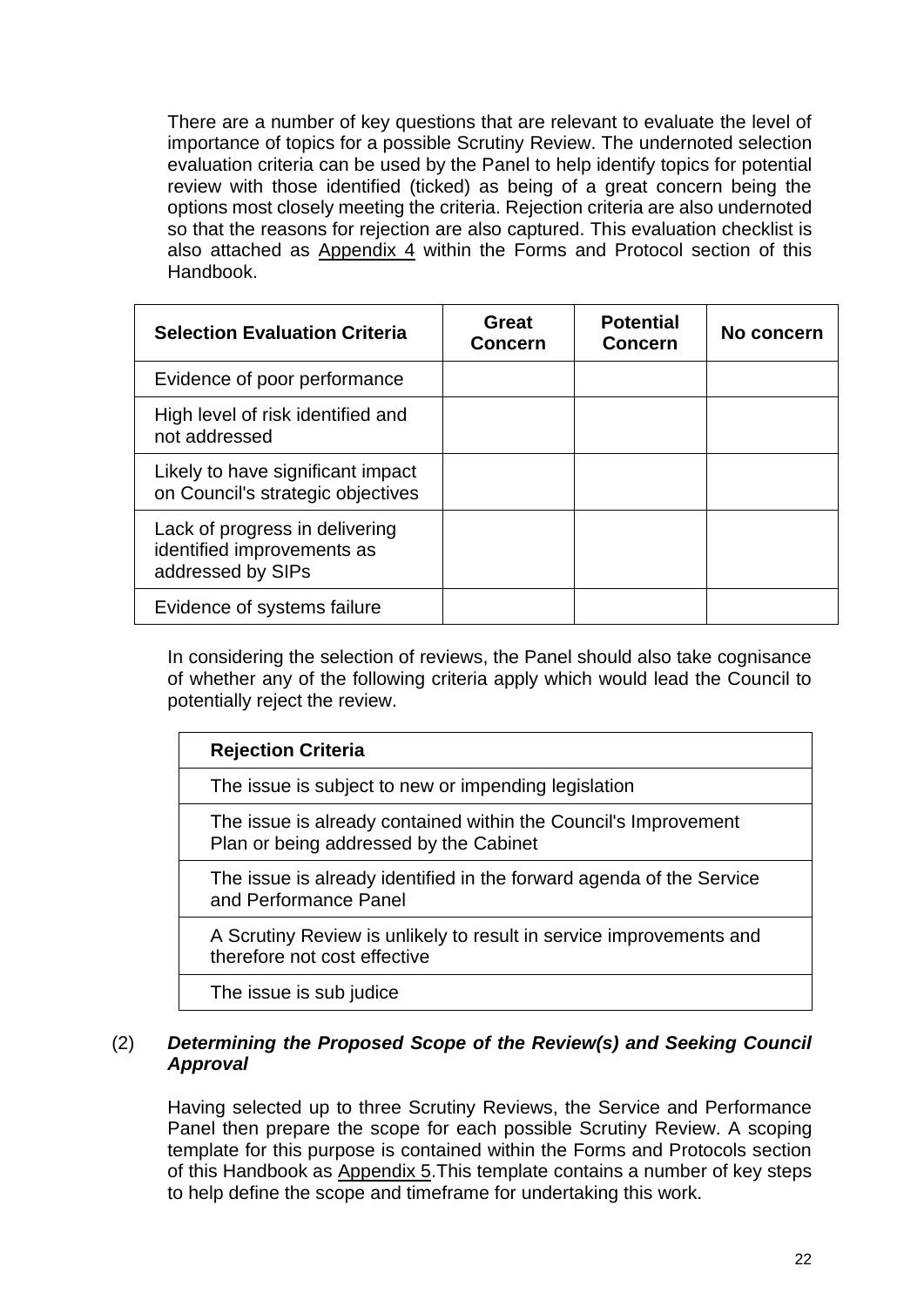There are a number of key questions that are relevant to evaluate the level of importance of topics for a possible Scrutiny Review. The undernoted selection evaluation criteria can be used by the Panel to help identify topics for potential review with those identified (ticked) as being of a great concern being the options most closely meeting the criteria. Rejection criteria are also undernoted so that the reasons for rejection are also captured. This evaluation checklist is also attached as Appendix 4 within the Forms and Protocol section of this Handbook.

| Selection Evaluation Criteria | Great Concern | Potential Concern | No concern |
|---|---|---|---|
| Evidence of poor performance | | | |
| High level of risk identified and not addressed | | | |
| Likely to have significant impact on Council's strategic objectives | | | |
| Lack of progress in delivering identified improvements as addressed by SIPs | | | |
| Evidence of systems failure | | | |

In considering the selection of reviews, the Panel should also take cognisance of whether any of the following criteria apply which would lead the Council to potentially reject the review.

| Rejection Criteria |
|---|
| The issue is subject to new or impending legislation |
| The issue is already contained within the Council's Improvement Plan or being addressed by the Cabinet |
| The issue is already identified in the forward agenda of the Service and Performance Panel |
| A Scrutiny Review is unlikely to result in service improvements and therefore not cost effective |
| The issue is sub judice |

(2) ***Determining the Proposed Scope of the Review(s) and Seeking Council Approval***

Having selected up to three Scrutiny Reviews, the Service and Performance Panel then prepare the scope for each possible Scrutiny Review. A scoping template for this purpose is contained within the Forms and Protocols section of this Handbook as Appendix 5.This template contains a number of key steps to help define the scope and timeframe for undertaking this work.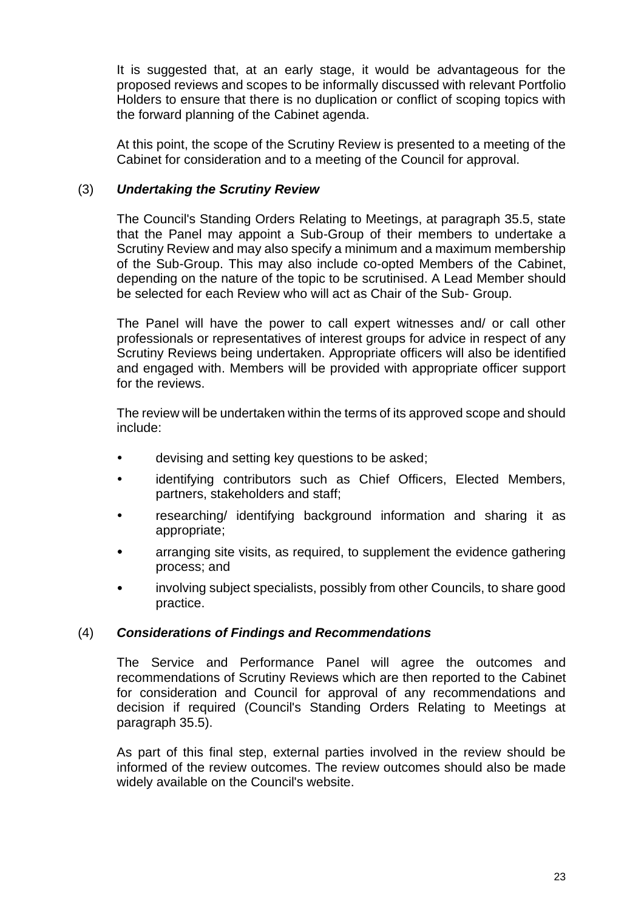It is suggested that, at an early stage, it would be advantageous for the proposed reviews and scopes to be informally discussed with relevant Portfolio Holders to ensure that there is no duplication or conflict of scoping topics with the forward planning of the Cabinet agenda.

At this point, the scope of the Scrutiny Review is presented to a meeting of the Cabinet for consideration and to a meeting of the Council for approval.

### (3) ***Undertaking the Scrutiny Review***

The Council's Standing Orders Relating to Meetings, at paragraph 35.5, state that the Panel may appoint a Sub-Group of their members to undertake a Scrutiny Review and may also specify a minimum and a maximum membership of the Sub-Group. This may also include co-opted Members of the Cabinet, depending on the nature of the topic to be scrutinised. A Lead Member should be selected for each Review who will act as Chair of the Sub- Group.

The Panel will have the power to call expert witnesses and/ or call other professionals or representatives of interest groups for advice in respect of any Scrutiny Reviews being undertaken. Appropriate officers will also be identified and engaged with. Members will be provided with appropriate officer support for the reviews.

The review will be undertaken within the terms of its approved scope and should include:

- devising and setting key questions to be asked;
- identifying contributors such as Chief Officers, Elected Members, partners, stakeholders and staff;
- researching/ identifying background information and sharing it as appropriate;
- arranging site visits, as required, to supplement the evidence gathering process; and
- involving subject specialists, possibly from other Councils, to share good practice.

### (4) ***Considerations of Findings and Recommendations***

The Service and Performance Panel will agree the outcomes and recommendations of Scrutiny Reviews which are then reported to the Cabinet for consideration and Council for approval of any recommendations and decision if required (Council's Standing Orders Relating to Meetings at paragraph 35.5).

As part of this final step, external parties involved in the review should be informed of the review outcomes. The review outcomes should also be made widely available on the Council's website.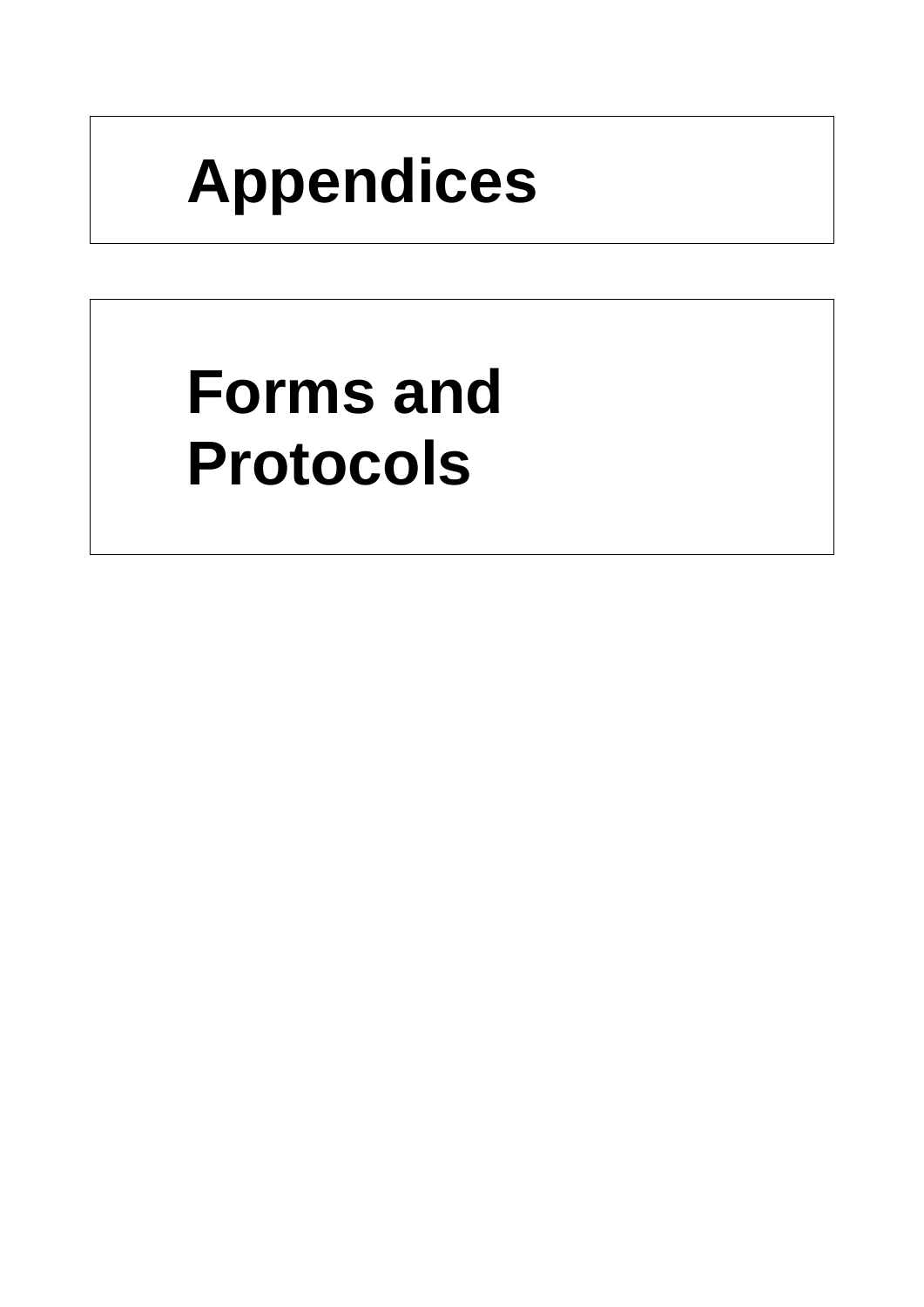# Appendices

# Forms and Protocols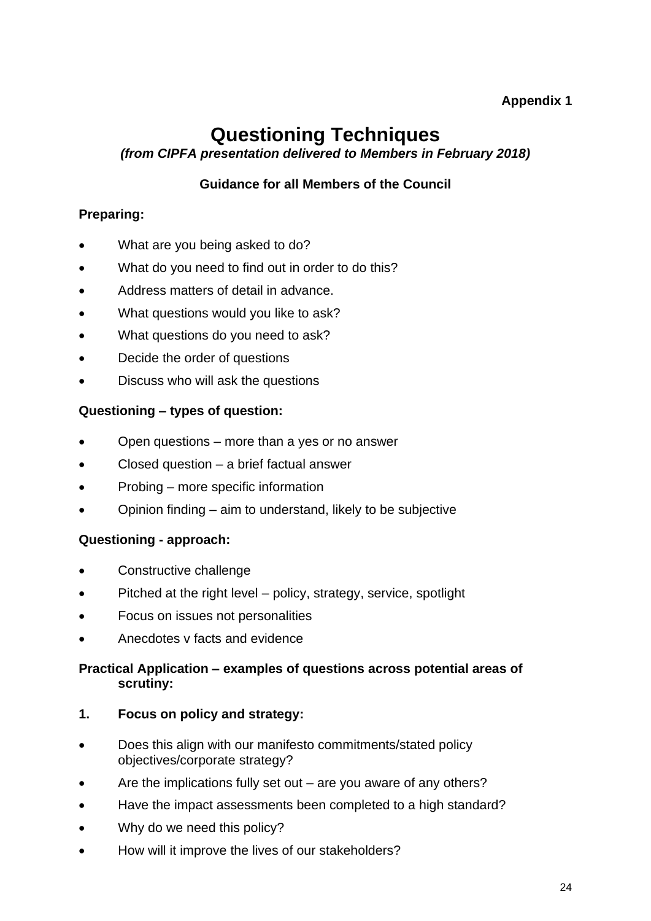**Appendix 1**

# Questioning Techniques

***(from CIPFA presentation delivered to Members in February 2018)***

**Guidance for all Members of the Council**

**Preparing:**

- What are you being asked to do?
- What do you need to find out in order to do this?
- Address matters of detail in advance.
- What questions would you like to ask?
- What questions do you need to ask?
- Decide the order of questions
- Discuss who will ask the questions

**Questioning – types of question:**

- Open questions – more than a yes or no answer
- Closed question – a brief factual answer
- Probing – more specific information
- Opinion finding – aim to understand, likely to be subjective

**Questioning - approach:**

- Constructive challenge
- Pitched at the right level – policy, strategy, service, spotlight
- Focus on issues not personalities
- Anecdotes v facts and evidence

**Practical Application – examples of questions across potential areas of scrutiny:**

**1. Focus on policy and strategy:**

- Does this align with our manifesto commitments/stated policy objectives/corporate strategy?
- Are the implications fully set out – are you aware of any others?
- Have the impact assessments been completed to a high standard?
- Why do we need this policy?
- How will it improve the lives of our stakeholders?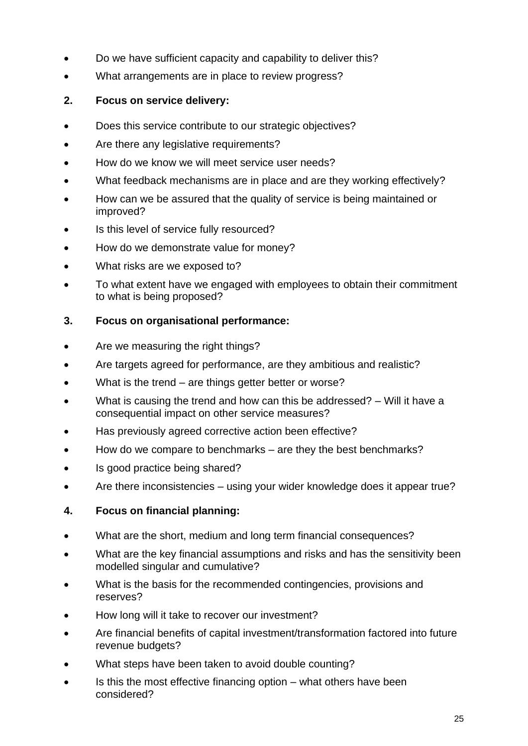- Do we have sufficient capacity and capability to deliver this?
- What arrangements are in place to review progress?

**2. Focus on service delivery:**

- Does this service contribute to our strategic objectives?
- Are there any legislative requirements?
- How do we know we will meet service user needs?
- What feedback mechanisms are in place and are they working effectively?
- How can we be assured that the quality of service is being maintained or improved?
- Is this level of service fully resourced?
- How do we demonstrate value for money?
- What risks are we exposed to?
- To what extent have we engaged with employees to obtain their commitment to what is being proposed?

**3. Focus on organisational performance:**

- Are we measuring the right things?
- Are targets agreed for performance, are they ambitious and realistic?
- What is the trend – are things getter better or worse?
- What is causing the trend and how can this be addressed? – Will it have a consequential impact on other service measures?
- Has previously agreed corrective action been effective?
- How do we compare to benchmarks – are they the best benchmarks?
- Is good practice being shared?
- Are there inconsistencies – using your wider knowledge does it appear true?

**4. Focus on financial planning:**

- What are the short, medium and long term financial consequences?
- What are the key financial assumptions and risks and has the sensitivity been modelled singular and cumulative?
- What is the basis for the recommended contingencies, provisions and reserves?
- How long will it take to recover our investment?
- Are financial benefits of capital investment/transformation factored into future revenue budgets?
- What steps have been taken to avoid double counting?
- Is this the most effective financing option – what others have been considered?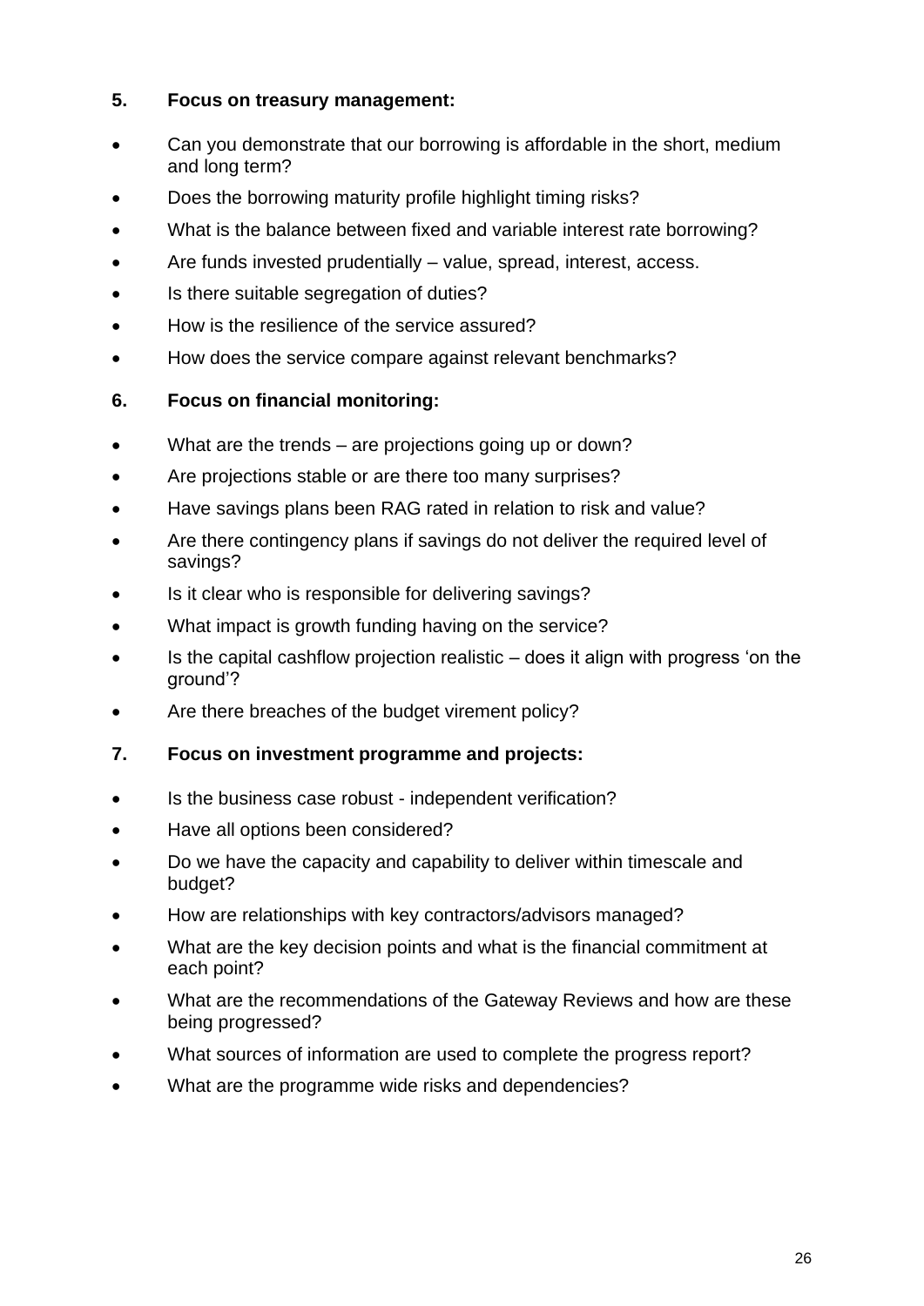**5. Focus on treasury management:**

- Can you demonstrate that our borrowing is affordable in the short, medium and long term?
- Does the borrowing maturity profile highlight timing risks?
- What is the balance between fixed and variable interest rate borrowing?
- Are funds invested prudentially – value, spread, interest, access.
- Is there suitable segregation of duties?
- How is the resilience of the service assured?
- How does the service compare against relevant benchmarks?

**6. Focus on financial monitoring:**

- What are the trends – are projections going up or down?
- Are projections stable or are there too many surprises?
- Have savings plans been RAG rated in relation to risk and value?
- Are there contingency plans if savings do not deliver the required level of savings?
- Is it clear who is responsible for delivering savings?
- What impact is growth funding having on the service?
- Is the capital cashflow projection realistic – does it align with progress 'on the ground'?
- Are there breaches of the budget virement policy?

**7. Focus on investment programme and projects:**

- Is the business case robust - independent verification?
- Have all options been considered?
- Do we have the capacity and capability to deliver within timescale and budget?
- How are relationships with key contractors/advisors managed?
- What are the key decision points and what is the financial commitment at each point?
- What are the recommendations of the Gateway Reviews and how are these being progressed?
- What sources of information are used to complete the progress report?
- What are the programme wide risks and dependencies?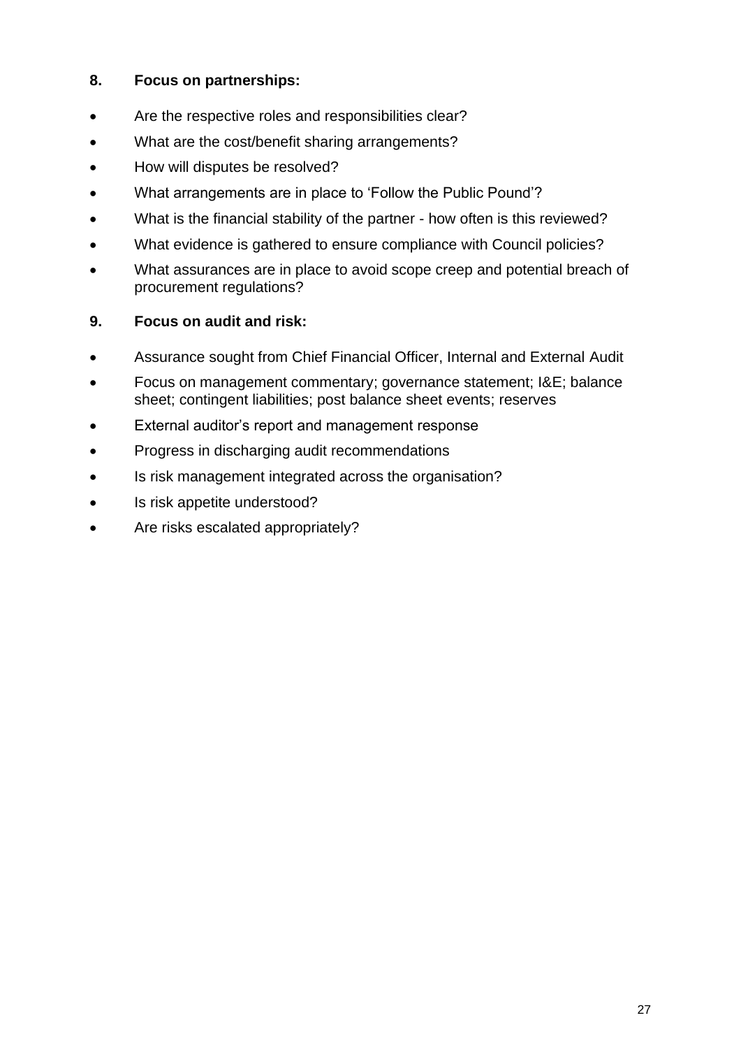**8. Focus on partnerships:**

- Are the respective roles and responsibilities clear?
- What are the cost/benefit sharing arrangements?
- How will disputes be resolved?
- What arrangements are in place to 'Follow the Public Pound'?
- What is the financial stability of the partner - how often is this reviewed?
- What evidence is gathered to ensure compliance with Council policies?
- What assurances are in place to avoid scope creep and potential breach of procurement regulations?

**9. Focus on audit and risk:**

- Assurance sought from Chief Financial Officer, Internal and External Audit
- Focus on management commentary; governance statement; I&E; balance sheet; contingent liabilities; post balance sheet events; reserves
- External auditor's report and management response
- Progress in discharging audit recommendations
- Is risk management integrated across the organisation?
- Is risk appetite understood?
- Are risks escalated appropriately?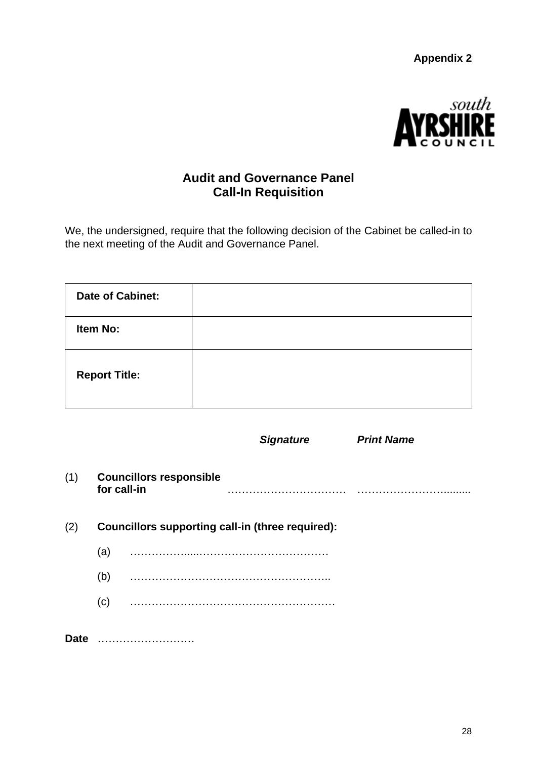**Appendix 2**

south AYRSHIRE COUNCIL

## Audit and Governance Panel
## Call-In Requisition

We, the undersigned, require that the following decision of the Cabinet be called-in to the next meeting of the Audit and Governance Panel.

| | |
|---|---|
| **Date of Cabinet:** | |
| **Item No:** | |
| **Report Title:** | |

| | | ***Signature*** | ***Print Name*** |
|---|---|---|---|
| (1) | **Councillors responsible for call-in** | …………………………… | ……………………......... |

(2) **Councillors supporting call-in (three required):**

(a) ……………....………………………………

(b) ………………………………………………..

(c) …………………………………………………

**Date** ………………………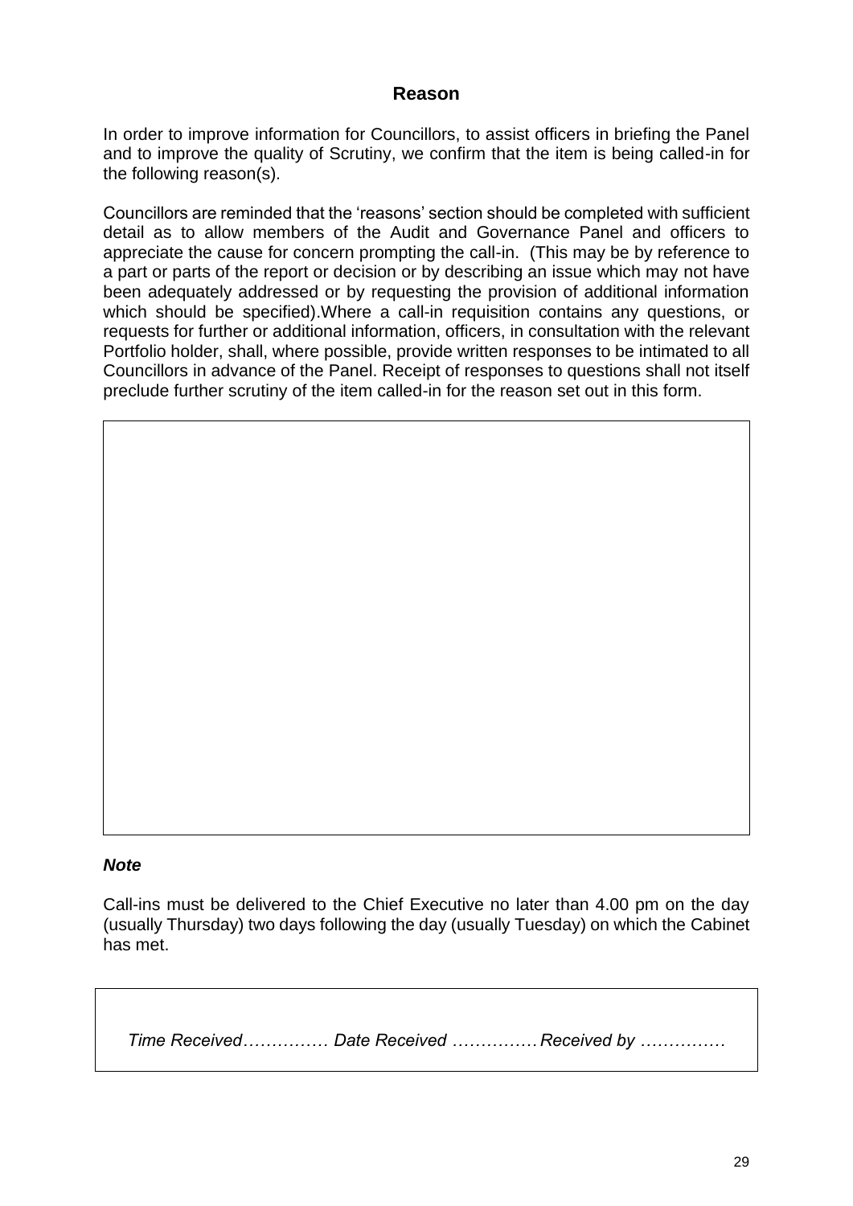## Reason

In order to improve information for Councillors, to assist officers in briefing the Panel and to improve the quality of Scrutiny, we confirm that the item is being called-in for the following reason(s).

Councillors are reminded that the 'reasons' section should be completed with sufficient detail as to allow members of the Audit and Governance Panel and officers to appreciate the cause for concern prompting the call-in. (This may be by reference to a part or parts of the report or decision or by describing an issue which may not have been adequately addressed or by requesting the provision of additional information which should be specified).Where a call-in requisition contains any questions, or requests for further or additional information, officers, in consultation with the relevant Portfolio holder, shall, where possible, provide written responses to be intimated to all Councillors in advance of the Panel. Receipt of responses to questions shall not itself preclude further scrutiny of the item called-in for the reason set out in this form.

| |
|---|
| |

***Note***

Call-ins must be delivered to the Chief Executive no later than 4.00 pm on the day (usually Thursday) two days following the day (usually Tuesday) on which the Cabinet has met.

*Time Received…………… Date Received …………… Received by ……………*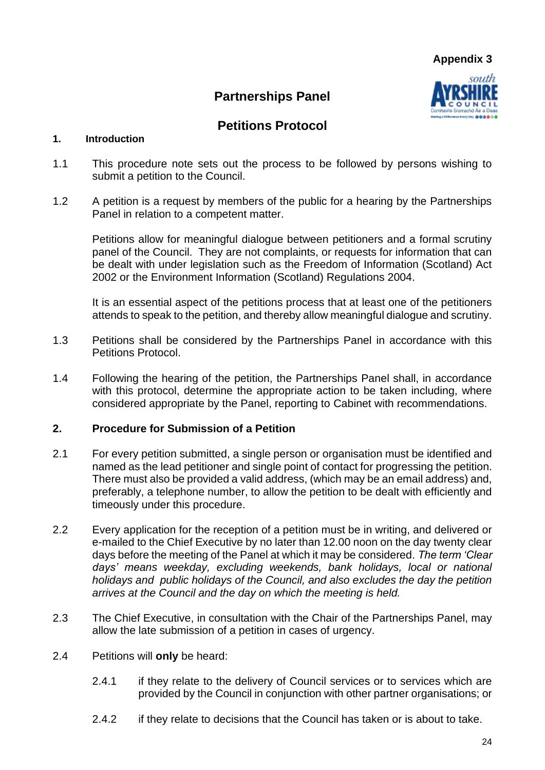**Appendix 3**

# Partnerships Panel

# Petitions Protocol

## 1. Introduction

1.1 This procedure note sets out the process to be followed by persons wishing to submit a petition to the Council.

1.2 A petition is a request by members of the public for a hearing by the Partnerships Panel in relation to a competent matter.

Petitions allow for meaningful dialogue between petitioners and a formal scrutiny panel of the Council. They are not complaints, or requests for information that can be dealt with under legislation such as the Freedom of Information (Scotland) Act 2002 or the Environment Information (Scotland) Regulations 2004.

It is an essential aspect of the petitions process that at least one of the petitioners attends to speak to the petition, and thereby allow meaningful dialogue and scrutiny.

1.3 Petitions shall be considered by the Partnerships Panel in accordance with this Petitions Protocol.

1.4 Following the hearing of the petition, the Partnerships Panel shall, in accordance with this protocol, determine the appropriate action to be taken including, where considered appropriate by the Panel, reporting to Cabinet with recommendations.

## 2. Procedure for Submission of a Petition

2.1 For every petition submitted, a single person or organisation must be identified and named as the lead petitioner and single point of contact for progressing the petition. There must also be provided a valid address, (which may be an email address) and, preferably, a telephone number, to allow the petition to be dealt with efficiently and timeously under this procedure.

2.2 Every application for the reception of a petition must be in writing, and delivered or e-mailed to the Chief Executive by no later than 12.00 noon on the day twenty clear days before the meeting of the Panel at which it may be considered. *The term 'Clear days' means weekday, excluding weekends, bank holidays, local or national holidays and public holidays of the Council, and also excludes the day the petition arrives at the Council and the day on which the meeting is held.*

2.3 The Chief Executive, in consultation with the Chair of the Partnerships Panel, may allow the late submission of a petition in cases of urgency.

2.4 Petitions will **only** be heard:

- 2.4.1 if they relate to the delivery of Council services or to services which are provided by the Council in conjunction with other partner organisations; or
- 2.4.2 if they relate to decisions that the Council has taken or is about to take.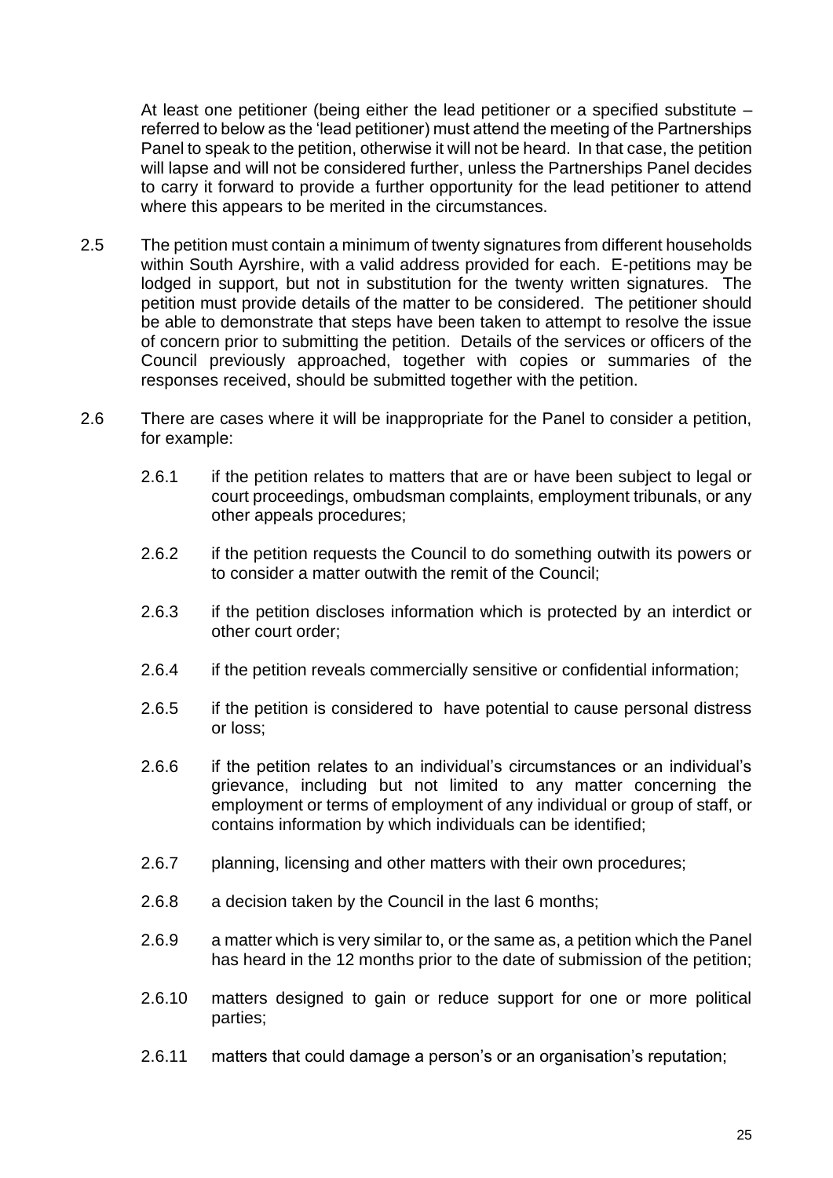At least one petitioner (being either the lead petitioner or a specified substitute – referred to below as the 'lead petitioner) must attend the meeting of the Partnerships Panel to speak to the petition, otherwise it will not be heard. In that case, the petition will lapse and will not be considered further, unless the Partnerships Panel decides to carry it forward to provide a further opportunity for the lead petitioner to attend where this appears to be merited in the circumstances.

2.5 The petition must contain a minimum of twenty signatures from different households within South Ayrshire, with a valid address provided for each. E-petitions may be lodged in support, but not in substitution for the twenty written signatures. The petition must provide details of the matter to be considered. The petitioner should be able to demonstrate that steps have been taken to attempt to resolve the issue of concern prior to submitting the petition. Details of the services or officers of the Council previously approached, together with copies or summaries of the responses received, should be submitted together with the petition.

2.6 There are cases where it will be inappropriate for the Panel to consider a petition, for example:

2.6.1 if the petition relates to matters that are or have been subject to legal or court proceedings, ombudsman complaints, employment tribunals, or any other appeals procedures;

2.6.2 if the petition requests the Council to do something outwith its powers or to consider a matter outwith the remit of the Council;

2.6.3 if the petition discloses information which is protected by an interdict or other court order;

2.6.4 if the petition reveals commercially sensitive or confidential information;

2.6.5 if the petition is considered to have potential to cause personal distress or loss;

2.6.6 if the petition relates to an individual's circumstances or an individual's grievance, including but not limited to any matter concerning the employment or terms of employment of any individual or group of staff, or contains information by which individuals can be identified;

2.6.7 planning, licensing and other matters with their own procedures;

2.6.8 a decision taken by the Council in the last 6 months;

2.6.9 a matter which is very similar to, or the same as, a petition which the Panel has heard in the 12 months prior to the date of submission of the petition;

2.6.10 matters designed to gain or reduce support for one or more political parties;

2.6.11 matters that could damage a person's or an organisation's reputation;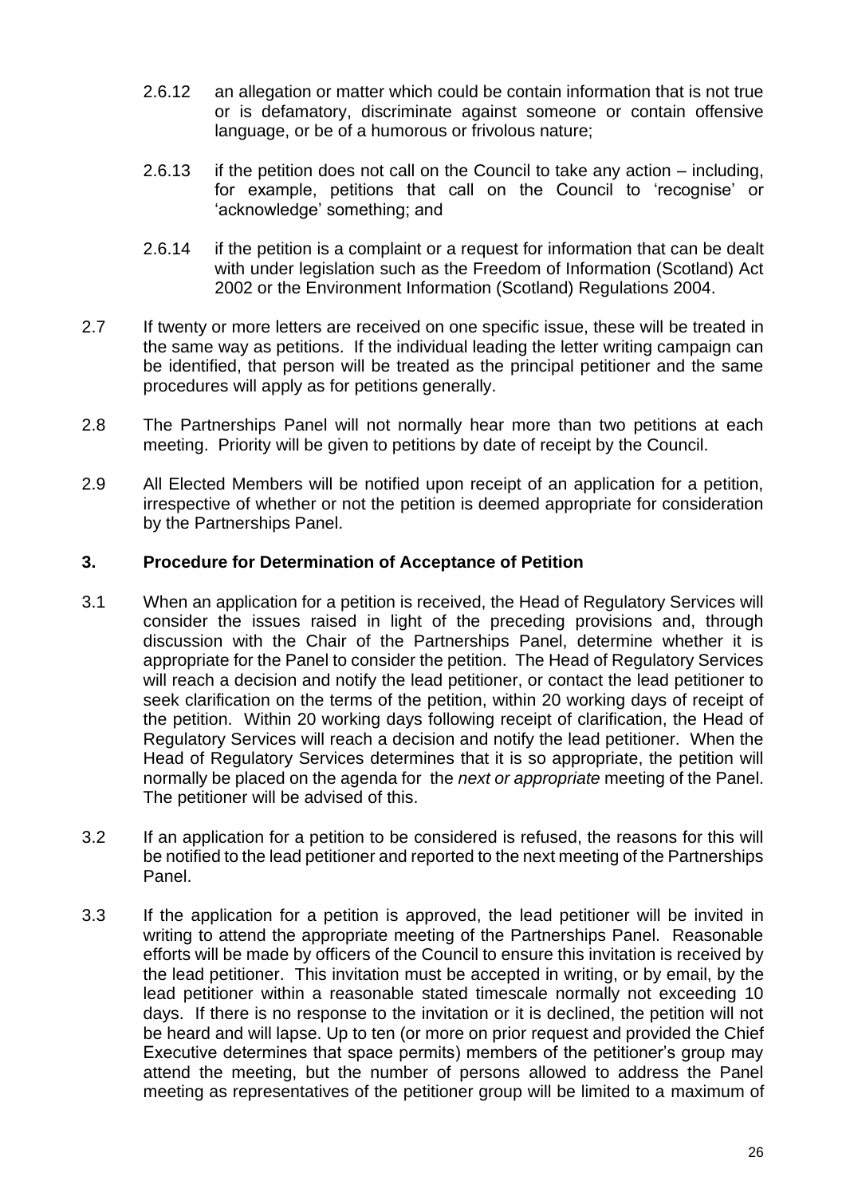2.6.12 an allegation or matter which could be contain information that is not true or is defamatory, discriminate against someone or contain offensive language, or be of a humorous or frivolous nature;

2.6.13 if the petition does not call on the Council to take any action – including, for example, petitions that call on the Council to 'recognise' or 'acknowledge' something; and

2.6.14 if the petition is a complaint or a request for information that can be dealt with under legislation such as the Freedom of Information (Scotland) Act 2002 or the Environment Information (Scotland) Regulations 2004.

2.7 If twenty or more letters are received on one specific issue, these will be treated in the same way as petitions. If the individual leading the letter writing campaign can be identified, that person will be treated as the principal petitioner and the same procedures will apply as for petitions generally.

2.8 The Partnerships Panel will not normally hear more than two petitions at each meeting. Priority will be given to petitions by date of receipt by the Council.

2.9 All Elected Members will be notified upon receipt of an application for a petition, irrespective of whether or not the petition is deemed appropriate for consideration by the Partnerships Panel.

### 3. Procedure for Determination of Acceptance of Petition

3.1 When an application for a petition is received, the Head of Regulatory Services will consider the issues raised in light of the preceding provisions and, through discussion with the Chair of the Partnerships Panel, determine whether it is appropriate for the Panel to consider the petition. The Head of Regulatory Services will reach a decision and notify the lead petitioner, or contact the lead petitioner to seek clarification on the terms of the petition, within 20 working days of receipt of the petition. Within 20 working days following receipt of clarification, the Head of Regulatory Services will reach a decision and notify the lead petitioner. When the Head of Regulatory Services determines that it is so appropriate, the petition will normally be placed on the agenda for the *next or appropriate* meeting of the Panel. The petitioner will be advised of this.

3.2 If an application for a petition to be considered is refused, the reasons for this will be notified to the lead petitioner and reported to the next meeting of the Partnerships Panel.

3.3 If the application for a petition is approved, the lead petitioner will be invited in writing to attend the appropriate meeting of the Partnerships Panel. Reasonable efforts will be made by officers of the Council to ensure this invitation is received by the lead petitioner. This invitation must be accepted in writing, or by email, by the lead petitioner within a reasonable stated timescale normally not exceeding 10 days. If there is no response to the invitation or it is declined, the petition will not be heard and will lapse. Up to ten (or more on prior request and provided the Chief Executive determines that space permits) members of the petitioner's group may attend the meeting, but the number of persons allowed to address the Panel meeting as representatives of the petitioner group will be limited to a maximum of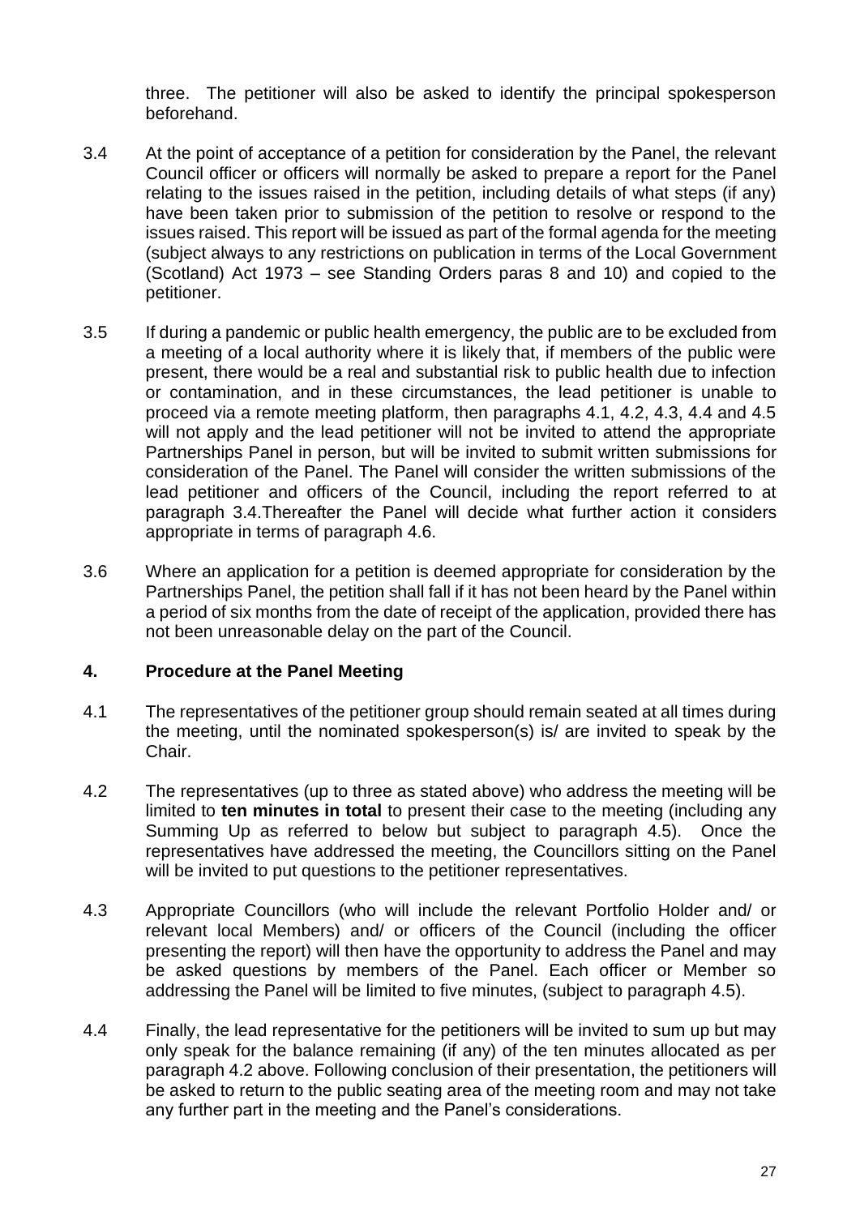three. The petitioner will also be asked to identify the principal spokesperson beforehand.

3.4 At the point of acceptance of a petition for consideration by the Panel, the relevant Council officer or officers will normally be asked to prepare a report for the Panel relating to the issues raised in the petition, including details of what steps (if any) have been taken prior to submission of the petition to resolve or respond to the issues raised. This report will be issued as part of the formal agenda for the meeting (subject always to any restrictions on publication in terms of the Local Government (Scotland) Act 1973 – see Standing Orders paras 8 and 10) and copied to the petitioner.

3.5 If during a pandemic or public health emergency, the public are to be excluded from a meeting of a local authority where it is likely that, if members of the public were present, there would be a real and substantial risk to public health due to infection or contamination, and in these circumstances, the lead petitioner is unable to proceed via a remote meeting platform, then paragraphs 4.1, 4.2, 4.3, 4.4 and 4.5 will not apply and the lead petitioner will not be invited to attend the appropriate Partnerships Panel in person, but will be invited to submit written submissions for consideration of the Panel. The Panel will consider the written submissions of the lead petitioner and officers of the Council, including the report referred to at paragraph 3.4.Thereafter the Panel will decide what further action it considers appropriate in terms of paragraph 4.6.

3.6 Where an application for a petition is deemed appropriate for consideration by the Partnerships Panel, the petition shall fall if it has not been heard by the Panel within a period of six months from the date of receipt of the application, provided there has not been unreasonable delay on the part of the Council.

## 4. Procedure at the Panel Meeting

4.1 The representatives of the petitioner group should remain seated at all times during the meeting, until the nominated spokesperson(s) is/ are invited to speak by the Chair.

4.2 The representatives (up to three as stated above) who address the meeting will be limited to **ten minutes in total** to present their case to the meeting (including any Summing Up as referred to below but subject to paragraph 4.5). Once the representatives have addressed the meeting, the Councillors sitting on the Panel will be invited to put questions to the petitioner representatives.

4.3 Appropriate Councillors (who will include the relevant Portfolio Holder and/ or relevant local Members) and/ or officers of the Council (including the officer presenting the report) will then have the opportunity to address the Panel and may be asked questions by members of the Panel. Each officer or Member so addressing the Panel will be limited to five minutes, (subject to paragraph 4.5).

4.4 Finally, the lead representative for the petitioners will be invited to sum up but may only speak for the balance remaining (if any) of the ten minutes allocated as per paragraph 4.2 above. Following conclusion of their presentation, the petitioners will be asked to return to the public seating area of the meeting room and may not take any further part in the meeting and the Panel's considerations.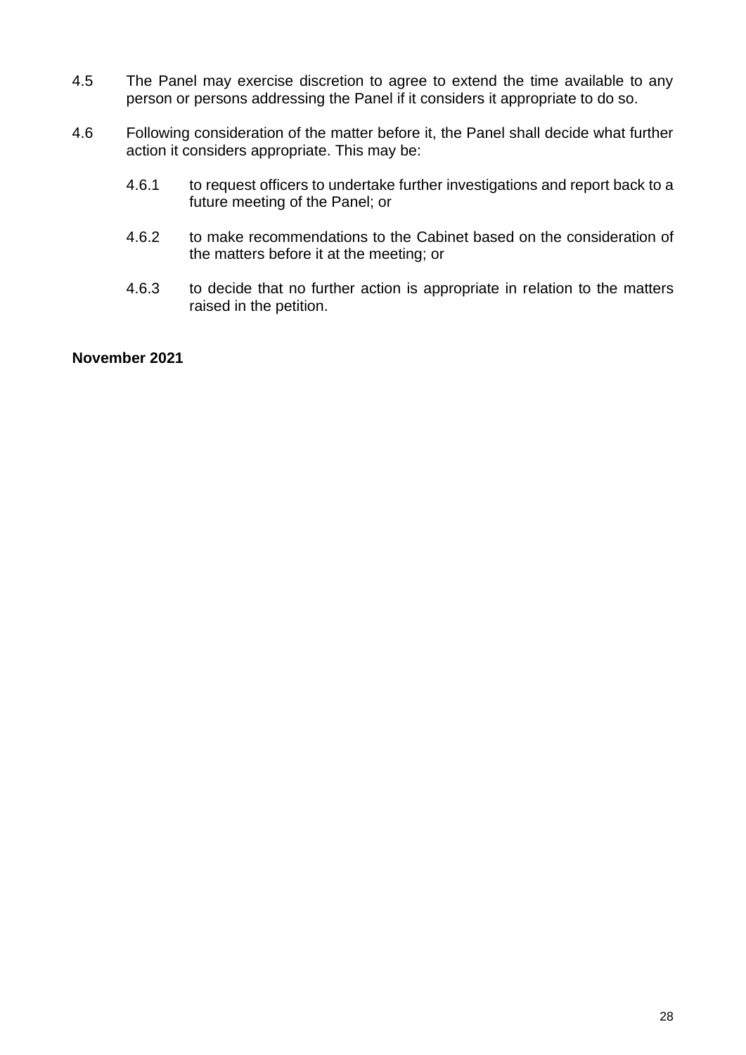4.5 The Panel may exercise discretion to agree to extend the time available to any person or persons addressing the Panel if it considers it appropriate to do so.

4.6 Following consideration of the matter before it, the Panel shall decide what further action it considers appropriate. This may be:

  4.6.1 to request officers to undertake further investigations and report back to a future meeting of the Panel; or

  4.6.2 to make recommendations to the Cabinet based on the consideration of the matters before it at the meeting; or

  4.6.3 to decide that no further action is appropriate in relation to the matters raised in the petition.

**November 2021**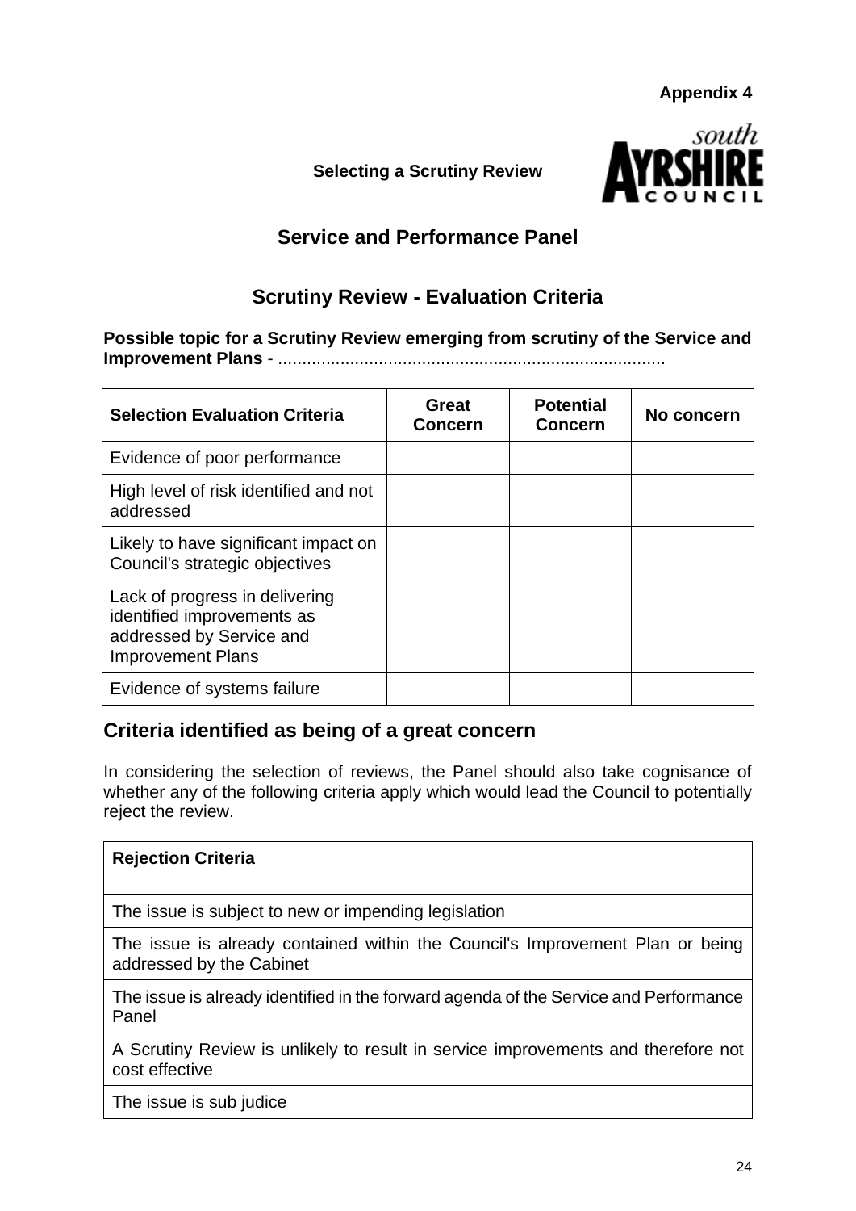**Appendix 4**

**Selecting a Scrutiny Review**

## Service and Performance Panel

## Scrutiny Review - Evaluation Criteria

**Possible topic for a Scrutiny Review emerging from scrutiny of the Service and Improvement Plans** - ................................................................................

| Selection Evaluation Criteria | Great Concern | Potential Concern | No concern |
|---|---|---|---|
| Evidence of poor performance | | | |
| High level of risk identified and not addressed | | | |
| Likely to have significant impact on Council's strategic objectives | | | |
| Lack of progress in delivering identified improvements as addressed by Service and Improvement Plans | | | |
| Evidence of systems failure | | | |

### Criteria identified as being of a great concern

In considering the selection of reviews, the Panel should also take cognisance of whether any of the following criteria apply which would lead the Council to potentially reject the review.

| Rejection Criteria |
|---|
| The issue is subject to new or impending legislation |
| The issue is already contained within the Council's Improvement Plan or being addressed by the Cabinet |
| The issue is already identified in the forward agenda of the Service and Performance Panel |
| A Scrutiny Review is unlikely to result in service improvements and therefore not cost effective |
| The issue is sub judice |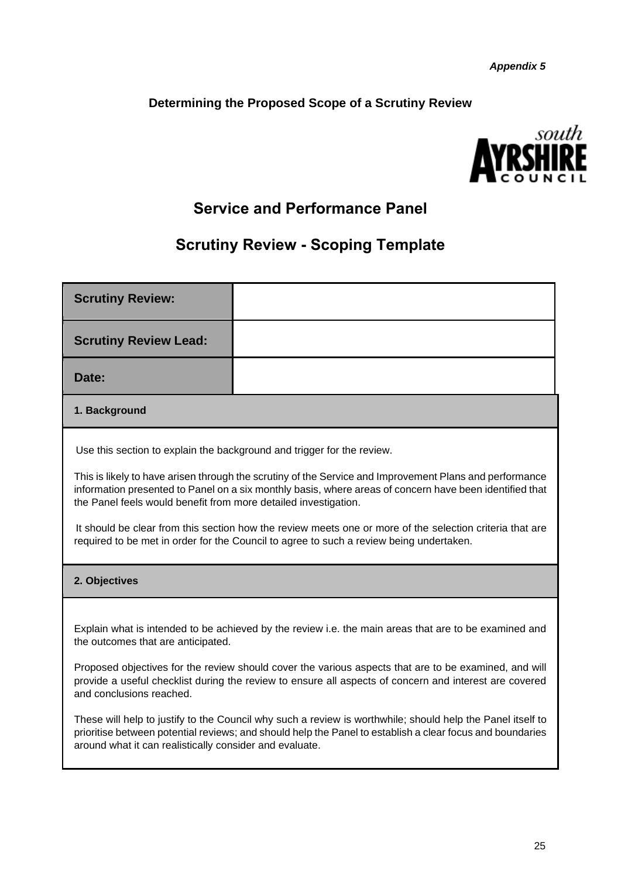*Appendix 5*

**Determining the Proposed Scope of a Scrutiny Review**

## Service and Performance Panel

## Scrutiny Review - Scoping Template

| **Scrutiny Review:** | |
|---|---|
| **Scrutiny Review Lead:** | |
| **Date:** | |

**1. Background**

Use this section to explain the background and trigger for the review.

This is likely to have arisen through the scrutiny of the Service and Improvement Plans and performance information presented to Panel on a six monthly basis, where areas of concern have been identified that the Panel feels would benefit from more detailed investigation.

It should be clear from this section how the review meets one or more of the selection criteria that are required to be met in order for the Council to agree to such a review being undertaken.

**2. Objectives**

Explain what is intended to be achieved by the review i.e. the main areas that are to be examined and the outcomes that are anticipated.

Proposed objectives for the review should cover the various aspects that are to be examined, and will provide a useful checklist during the review to ensure all aspects of concern and interest are covered and conclusions reached.

These will help to justify to the Council why such a review is worthwhile; should help the Panel itself to prioritise between potential reviews; and should help the Panel to establish a clear focus and boundaries around what it can realistically consider and evaluate.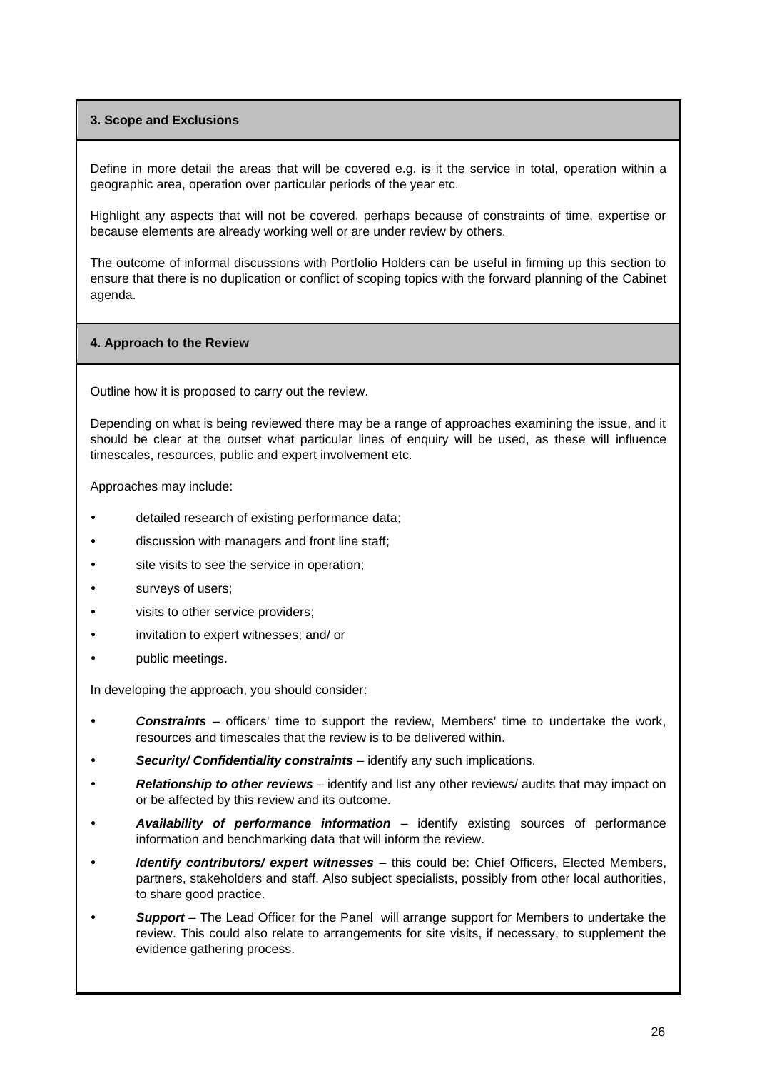## 3. Scope and Exclusions

Define in more detail the areas that will be covered e.g. is it the service in total, operation within a geographic area, operation over particular periods of the year etc.

Highlight any aspects that will not be covered, perhaps because of constraints of time, expertise or because elements are already working well or are under review by others.

The outcome of informal discussions with Portfolio Holders can be useful in firming up this section to ensure that there is no duplication or conflict of scoping topics with the forward planning of the Cabinet agenda.

## 4. Approach to the Review

Outline how it is proposed to carry out the review.

Depending on what is being reviewed there may be a range of approaches examining the issue, and it should be clear at the outset what particular lines of enquiry will be used, as these will influence timescales, resources, public and expert involvement etc.

Approaches may include:

- detailed research of existing performance data;
- discussion with managers and front line staff;
- site visits to see the service in operation;
- surveys of users;
- visits to other service providers;
- invitation to expert witnesses; and/ or
- public meetings.

In developing the approach, you should consider:

- ***Constraints*** – officers' time to support the review, Members' time to undertake the work, resources and timescales that the review is to be delivered within.
- ***Security/ Confidentiality constraints*** – identify any such implications.
- ***Relationship to other reviews*** – identify and list any other reviews/ audits that may impact on or be affected by this review and its outcome.
- ***Availability of performance information*** – identify existing sources of performance information and benchmarking data that will inform the review.
- ***Identify contributors/ expert witnesses*** – this could be: Chief Officers, Elected Members, partners, stakeholders and staff. Also subject specialists, possibly from other local authorities, to share good practice.
- ***Support*** – The Lead Officer for the Panel will arrange support for Members to undertake the review. This could also relate to arrangements for site visits, if necessary, to supplement the evidence gathering process.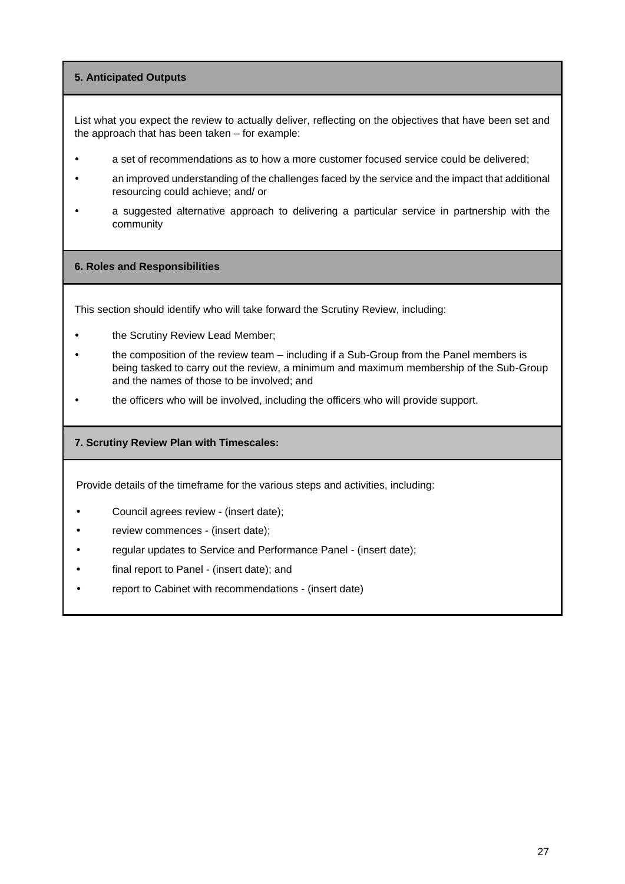## 5. Anticipated Outputs

List what you expect the review to actually deliver, reflecting on the objectives that have been set and the approach that has been taken – for example:

- a set of recommendations as to how a more customer focused service could be delivered;
- an improved understanding of the challenges faced by the service and the impact that additional resourcing could achieve; and/ or
- a suggested alternative approach to delivering a particular service in partnership with the community

## 6. Roles and Responsibilities

This section should identify who will take forward the Scrutiny Review, including:

- the Scrutiny Review Lead Member;
- the composition of the review team – including if a Sub-Group from the Panel members is being tasked to carry out the review, a minimum and maximum membership of the Sub-Group and the names of those to be involved; and
- the officers who will be involved, including the officers who will provide support.

## 7. Scrutiny Review Plan with Timescales:

Provide details of the timeframe for the various steps and activities, including:

- Council agrees review - (insert date);
- review commences - (insert date);
- regular updates to Service and Performance Panel - (insert date);
- final report to Panel - (insert date); and
- report to Cabinet with recommendations - (insert date)